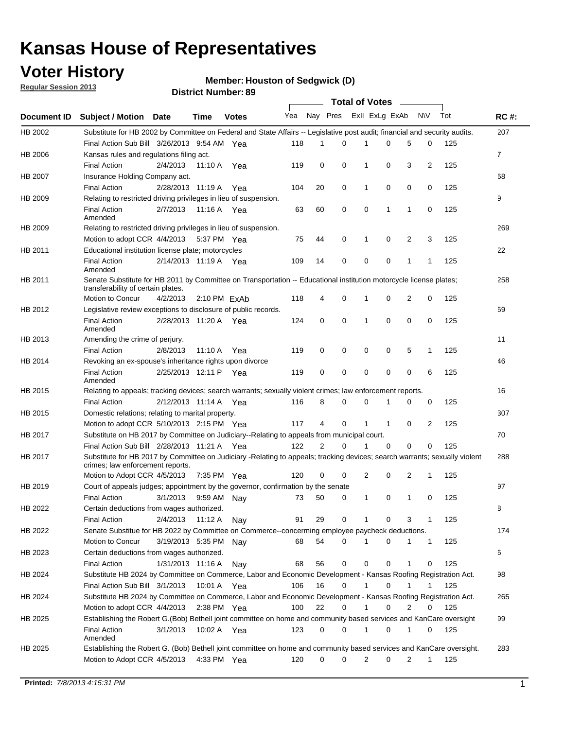# Kansas House of Representatives

## Voter History

**Regular Session 2013**

**Member: Houston of Sedgwick (D)**

**District Number: 89**

| Document ID | Subject / Motion | Date | Time | Votes | Yea | Nay | Pres | ExII | ExLg | ExAb | N\V | Tot | RC #: |
|---|---|---|---|---|---|---|---|---|---|---|---|---|---|
| HB 2002 | Substitute for HB 2002 by Committee on Federal and State Affairs -- Legislative post audit; financial and security audits. | | | | | | | | | | | | 207 |
| | Final Action Sub Bill | 3/26/2013 | 9:54 AM | Yea | 118 | 1 | 0 | 1 | 0 | 5 | 0 | 125 | |
| HB 2006 | Kansas rules and regulations filing act. | | | | | | | | | | | | 7 |
| | Final Action | 2/4/2013 | 11:10 A | Yea | 119 | 0 | 0 | 1 | 0 | 3 | 2 | 125 | |
| HB 2007 | Insurance Holding Company act. | | | | | | | | | | | | 68 |
| | Final Action | 2/28/2013 | 11:19 A | Yea | 104 | 20 | 0 | 1 | 0 | 0 | 0 | 125 | |
| HB 2009 | Relating to restricted driving privileges in lieu of suspension. | | | | | | | | | | | | 9 |
| | Final Action Amended | 2/7/2013 | 11:16 A | Yea | 63 | 60 | 0 | 0 | 1 | 1 | 0 | 125 | |
| HB 2009 | Relating to restricted driving privileges in lieu of suspension. | | | | | | | | | | | | 269 |
| | Motion to adopt CCR | 4/4/2013 | 5:37 PM | Yea | 75 | 44 | 0 | 1 | 0 | 2 | 3 | 125 | |
| HB 2011 | Educational institution license plate; motorcycles | | | | | | | | | | | | 22 |
| | Final Action Amended | 2/14/2013 | 11:19 A | Yea | 109 | 14 | 0 | 0 | 0 | 1 | 1 | 125 | |
| HB 2011 | Senate Substitute for HB 2011 by Committee on Transportation -- Educational institution motorcycle license plates; transferability of certain plates. | | | | | | | | | | | | 258 |
| | Motion to Concur | 4/2/2013 | 2:10 PM | ExAb | 118 | 4 | 0 | 1 | 0 | 2 | 0 | 125 | |
| HB 2012 | Legislative review exceptions to disclosure of public records. | | | | | | | | | | | | 69 |
| | Final Action Amended | 2/28/2013 | 11:20 A | Yea | 124 | 0 | 0 | 1 | 0 | 0 | 0 | 125 | |
| HB 2013 | Amending the crime of perjury. | | | | | | | | | | | | 11 |
| | Final Action | 2/8/2013 | 11:10 A | Yea | 119 | 0 | 0 | 0 | 0 | 5 | 1 | 125 | |
| HB 2014 | Revoking an ex-spouse's inheritance rights upon divorce | | | | | | | | | | | | 46 |
| | Final Action Amended | 2/25/2013 | 12:11 P | Yea | 119 | 0 | 0 | 0 | 0 | 0 | 6 | 125 | |
| HB 2015 | Relating to appeals; tracking devices; search warrants; sexually violent crimes; law enforcement reports. | | | | | | | | | | | | 16 |
| | Final Action | 2/12/2013 | 11:14 A | Yea | 116 | 8 | 0 | 0 | 1 | 0 | 0 | 125 | |
| HB 2015 | Domestic relations; relating to marital property. | | | | | | | | | | | | 307 |
| | Motion to adopt CCR | 5/10/2013 | 2:15 PM | Yea | 117 | 4 | 0 | 1 | 1 | 0 | 2 | 125 | |
| HB 2017 | Substitute on HB 2017 by Committee on Judiciary--Relating to appeals from municipal court. | | | | | | | | | | | | 70 |
| | Final Action Sub Bill | 2/28/2013 | 11:21 A | Yea | 122 | 2 | 0 | 1 | 0 | 0 | 0 | 125 | |
| HB 2017 | Substitute for HB 2017 by Committee on Judiciary -Relating to appeals; tracking devices; search warrants; sexually violent crimes; law enforcement reports. | | | | | | | | | | | | 288 |
| | Motion to Adopt CCR | 4/5/2013 | 7:35 PM | Yea | 120 | 0 | 0 | 2 | 0 | 2 | 1 | 125 | |
| HB 2019 | Court of appeals judges; appointment by the governor, confirmation by the senate | | | | | | | | | | | | 97 |
| | Final Action | 3/1/2013 | 9:59 AM | Nay | 73 | 50 | 0 | 1 | 0 | 1 | 0 | 125 | |
| HB 2022 | Certain deductions from wages authorized. | | | | | | | | | | | | 8 |
| | Final Action | 2/4/2013 | 11:12 A | Nay | 91 | 29 | 0 | 1 | 0 | 3 | 1 | 125 | |
| HB 2022 | Senate Substitue for HB 2022 by Committee on Commerce--concerning employee paycheck deductions. | | | | | | | | | | | | 174 |
| | Motion to Concur | 3/19/2013 | 5:35 PM | Nay | 68 | 54 | 0 | 1 | 0 | 1 | 1 | 125 | |
| HB 2023 | Certain deductions from wages authorized. | | | | | | | | | | | | 6 |
| | Final Action | 1/31/2013 | 11:16 A | Nay | 68 | 56 | 0 | 0 | 0 | 1 | 0 | 125 | |
| HB 2024 | Substitute HB 2024 by Committee on Commerce, Labor and Economic Development - Kansas Roofing Registration Act. | | | | | | | | | | | | 98 |
| | Final Action Sub Bill | 3/1/2013 | 10:01 A | Yea | 106 | 16 | 0 | 1 | 0 | 1 | 1 | 125 | |
| HB 2024 | Substitute HB 2024 by Committee on Commerce, Labor and Economic Development - Kansas Roofing Registration Act. | | | | | | | | | | | | 265 |
| | Motion to adopt CCR | 4/4/2013 | 2:38 PM | Yea | 100 | 22 | 0 | 1 | 0 | 2 | 0 | 125 | |
| HB 2025 | Establishing the Robert G.(Bob) Bethell joint committee on home and community based services and KanCare oversight | | | | | | | | | | | | 99 |
| | Final Action Amended | 3/1/2013 | 10:02 A | Yea | 123 | 0 | 0 | 1 | 0 | 1 | 0 | 125 | |
| HB 2025 | Establishing the Robert G. (Bob) Bethell joint committee on home and community based services and KanCare oversight. | | | | | | | | | | | | 283 |
| | Motion to Adopt CCR | 4/5/2013 | 4:33 PM | Yea | 120 | 0 | 0 | 2 | 0 | 2 | 1 | 125 | |

**Printed:** *7/8/2013 4:15:31 PM*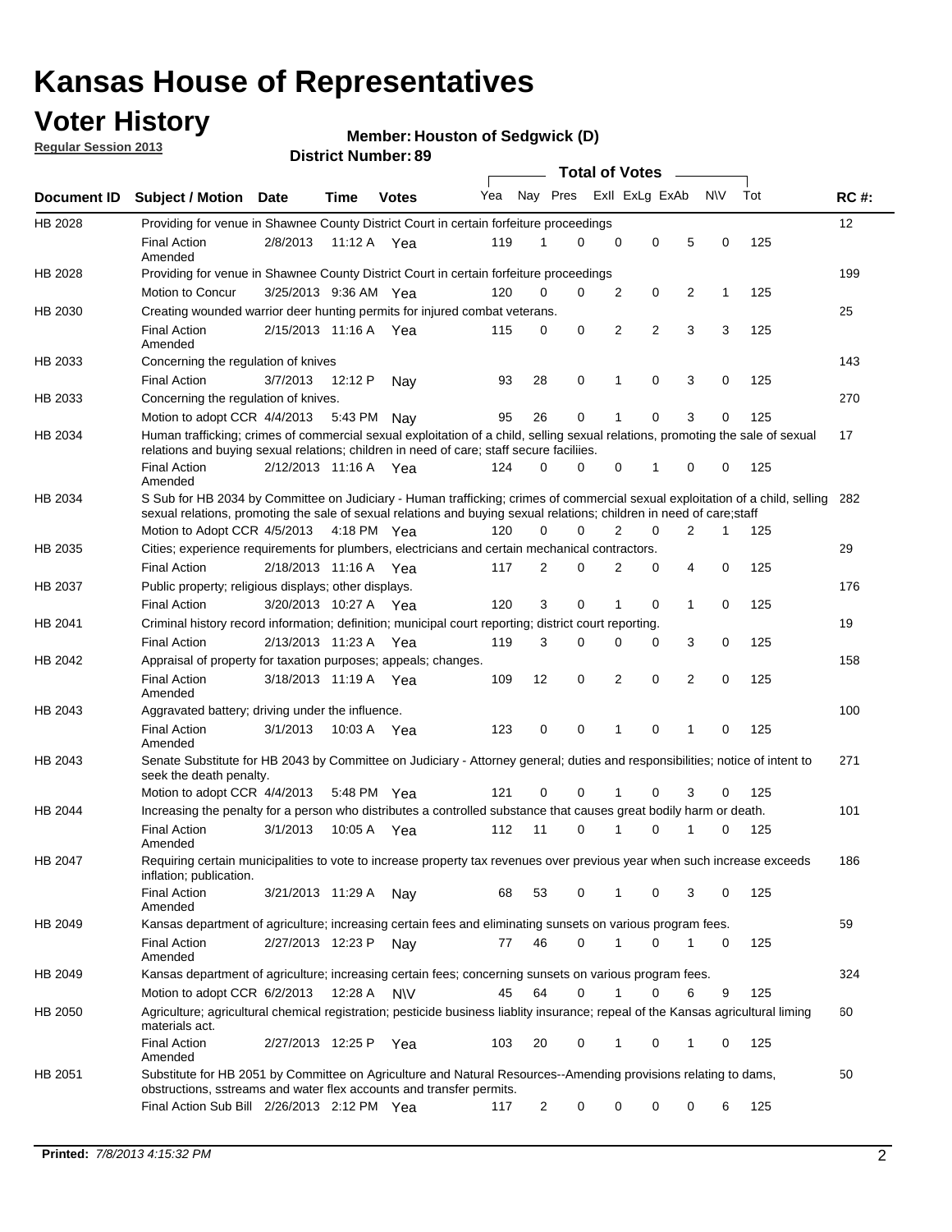# Kansas House of Representatives

## Voter History

**Regular Session 2013**

**Member: Houston of Sedgwick (D)**

**District Number: 89**

| Document ID | Subject / Motion | Date | Time | Votes | Yea | Nay | Pres | ExII | ExLg | ExAb | N\V | Tot | RC #: |
|---|---|---|---|---|---|---|---|---|---|---|---|---|---|
| HB 2028 | Providing for venue in Shawnee County District Court in certain forfeiture proceedings | | | | | | | | | | | | 12 |
| | Final Action Amended | 2/8/2013 | 11:12 A | Yea | 119 | 1 | 0 | 0 | 0 | 5 | 0 | 125 | |
| HB 2028 | Providing for venue in Shawnee County District Court in certain forfeiture proceedings | | | | | | | | | | | | 199 |
| | Motion to Concur | 3/25/2013 | 9:36 AM | Yea | 120 | 0 | 0 | 2 | 0 | 2 | 1 | 125 | |
| HB 2030 | Creating wounded warrior deer hunting permits for injured combat veterans. | | | | | | | | | | | | 25 |
| | Final Action Amended | 2/15/2013 | 11:16 A | Yea | 115 | 0 | 0 | 2 | 2 | 3 | 3 | 125 | |
| HB 2033 | Concerning the regulation of knives | | | | | | | | | | | | 143 |
| | Final Action | 3/7/2013 | 12:12 P | Nay | 93 | 28 | 0 | 1 | 0 | 3 | 0 | 125 | |
| HB 2033 | Concerning the regulation of knives. | | | | | | | | | | | | 270 |
| | Motion to adopt CCR | 4/4/2013 | 5:43 PM | Nay | 95 | 26 | 0 | 1 | 0 | 3 | 0 | 125 | |
| HB 2034 | Human trafficking; crimes of commercial sexual exploitation of a child, selling sexual relations, promoting the sale of sexual relations and buying sexual relations; children in need of care; staff secure faciliies. | | | | | | | | | | | | 17 |
| | Final Action Amended | 2/12/2013 | 11:16 A | Yea | 124 | 0 | 0 | 0 | 1 | 0 | 0 | 125 | |
| HB 2034 | S Sub for HB 2034 by Committee on Judiciary - Human trafficking; crimes of commercial sexual exploitation of a child, selling sexual relations, promoting the sale of sexual relations and buying sexual relations; children in need of care;staff | | | | | | | | | | | | 282 |
| | Motion to Adopt CCR | 4/5/2013 | 4:18 PM | Yea | 120 | 0 | 0 | 2 | 0 | 2 | 1 | 125 | |
| HB 2035 | Cities; experience requirements for plumbers, electricians and certain mechanical contractors. | | | | | | | | | | | | 29 |
| | Final Action | 2/18/2013 | 11:16 A | Yea | 117 | 2 | 0 | 2 | 0 | 4 | 0 | 125 | |
| HB 2037 | Public property; religious displays; other displays. | | | | | | | | | | | | 176 |
| | Final Action | 3/20/2013 | 10:27 A | Yea | 120 | 3 | 0 | 1 | 0 | 1 | 0 | 125 | |
| HB 2041 | Criminal history record information; definition; municipal court reporting; district court reporting. | | | | | | | | | | | | 19 |
| | Final Action | 2/13/2013 | 11:23 A | Yea | 119 | 3 | 0 | 0 | 0 | 3 | 0 | 125 | |
| HB 2042 | Appraisal of property for taxation purposes; appeals; changes. | | | | | | | | | | | | 158 |
| | Final Action Amended | 3/18/2013 | 11:19 A | Yea | 109 | 12 | 0 | 2 | 0 | 2 | 0 | 125 | |
| HB 2043 | Aggravated battery; driving under the influence. | | | | | | | | | | | | 100 |
| | Final Action Amended | 3/1/2013 | 10:03 A | Yea | 123 | 0 | 0 | 1 | 0 | 1 | 0 | 125 | |
| HB 2043 | Senate Substitute for HB 2043 by Committee on Judiciary - Attorney general; duties and responsibilities; notice of intent to seek the death penalty. | | | | | | | | | | | | 271 |
| | Motion to adopt CCR | 4/4/2013 | 5:48 PM | Yea | 121 | 0 | 0 | 1 | 0 | 3 | 0 | 125 | |
| HB 2044 | Increasing the penalty for a person who distributes a controlled substance that causes great bodily harm or death. | | | | | | | | | | | | 101 |
| | Final Action Amended | 3/1/2013 | 10:05 A | Yea | 112 | 11 | 0 | 1 | 0 | 1 | 0 | 125 | |
| HB 2047 | Requiring certain municipalities to vote to increase property tax revenues over previous year when such increase exceeds inflation; publication. | | | | | | | | | | | | 186 |
| | Final Action Amended | 3/21/2013 | 11:29 A | Nay | 68 | 53 | 0 | 1 | 0 | 3 | 0 | 125 | |
| HB 2049 | Kansas department of agriculture; increasing certain fees and eliminating sunsets on various program fees. | | | | | | | | | | | | 59 |
| | Final Action Amended | 2/27/2013 | 12:23 P | Nay | 77 | 46 | 0 | 1 | 0 | 1 | 0 | 125 | |
| HB 2049 | Kansas department of agriculture; increasing certain fees; concerning sunsets on various program fees. | | | | | | | | | | | | 324 |
| | Motion to adopt CCR | 6/2/2013 | 12:28 A | N\V | 45 | 64 | 0 | 1 | 0 | 6 | 9 | 125 | |
| HB 2050 | Agriculture; agricultural chemical registration; pesticide business liablity insurance; repeal of the Kansas agricultural liming materials act. | | | | | | | | | | | | 60 |
| | Final Action Amended | 2/27/2013 | 12:25 P | Yea | 103 | 20 | 0 | 1 | 0 | 1 | 0 | 125 | |
| HB 2051 | Substitute for HB 2051 by Committee on Agriculture and Natural Resources--Amending provisions relating to dams, obstructions, sstreams and water flex accounts and transfer permits. | | | | | | | | | | | | 50 |
| | Final Action Sub Bill | 2/26/2013 | 2:12 PM | Yea | 117 | 2 | 0 | 0 | 0 | 0 | 6 | 125 | |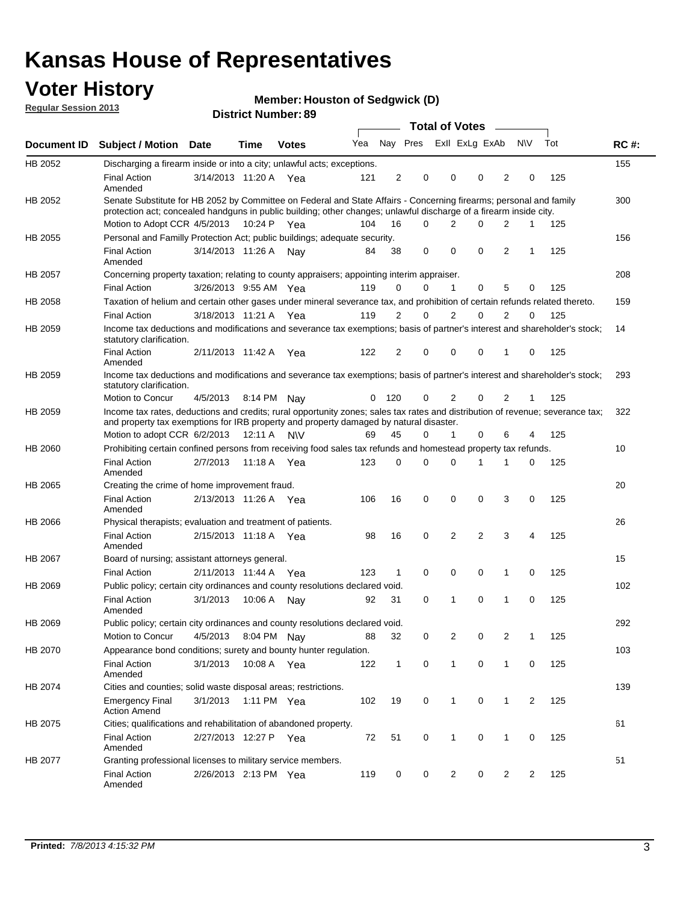# Kansas House of Representatives

## Voter History

**Regular Session 2013**

**Member: Houston of Sedgwick (D)**

**District Number: 89**

| Document ID | Subject / Motion | Date | Time | Votes | Yea | Nay | Pres | ExII | ExLg | ExAb | N\V | Tot | RC #: |
|---|---|---|---|---|---|---|---|---|---|---|---|---|---|
| HB 2052 | Discharging a firearm inside or into a city; unlawful acts; exceptions. | | | | | | | | | | | | 155 |
| | Final Action Amended | 3/14/2013 | 11:20 A | Yea | 121 | 2 | 0 | 0 | 0 | 2 | 0 | 125 | |
| HB 2052 | Senate Substitute for HB 2052 by Committee on Federal and State Affairs - Concerning firearms; personal and family protection act; concealed handguns in public building; other changes; unlawful discharge of a firearm inside city. | | | | | | | | | | | | 300 |
| | Motion to Adopt CCR | 4/5/2013 | 10:24 P | Yea | 104 | 16 | 0 | 2 | 0 | 2 | 1 | 125 | |
| HB 2055 | Personal and Familly Protection Act; public buildings; adequate security. | | | | | | | | | | | | 156 |
| | Final Action Amended | 3/14/2013 | 11:26 A | Nay | 84 | 38 | 0 | 0 | 0 | 2 | 1 | 125 | |
| HB 2057 | Concerning property taxation; relating to county appraisers; appointing interim appraiser. | | | | | | | | | | | | 208 |
| | Final Action | 3/26/2013 | 9:55 AM | Yea | 119 | 0 | 0 | 1 | 0 | 5 | 0 | 125 | |
| HB 2058 | Taxation of helium and certain other gases under mineral severance tax, and prohibition of certain refunds related thereto. | | | | | | | | | | | | 159 |
| | Final Action | 3/18/2013 | 11:21 A | Yea | 119 | 2 | 0 | 2 | 0 | 2 | 0 | 125 | |
| HB 2059 | Income tax deductions and modifications and severance tax exemptions; basis of partner's interest and shareholder's stock; statutory clarification. | | | | | | | | | | | | 14 |
| | Final Action Amended | 2/11/2013 | 11:42 A | Yea | 122 | 2 | 0 | 0 | 0 | 1 | 0 | 125 | |
| HB 2059 | Income tax deductions and modifications and severance tax exemptions; basis of partner's interest and shareholder's stock; statutory clarification. | | | | | | | | | | | | 293 |
| | Motion to Concur | 4/5/2013 | 8:14 PM | Nay | 0 | 120 | 0 | 2 | 0 | 2 | 1 | 125 | |
| HB 2059 | Income tax rates, deductions and credits; rural opportunity zones; sales tax rates and distribution of revenue; severance tax; and property tax exemptions for IRB property and property damaged by natural disaster. | | | | | | | | | | | | 322 |
| | Motion to adopt CCR | 6/2/2013 | 12:11 A | N\V | 69 | 45 | 0 | 1 | 0 | 6 | 4 | 125 | |
| HB 2060 | Prohibiting certain confined persons from receiving food sales tax refunds and homestead property tax refunds. | | | | | | | | | | | | 10 |
| | Final Action Amended | 2/7/2013 | 11:18 A | Yea | 123 | 0 | 0 | 0 | 1 | 1 | 0 | 125 | |
| HB 2065 | Creating the crime of home improvement fraud. | | | | | | | | | | | | 20 |
| | Final Action Amended | 2/13/2013 | 11:26 A | Yea | 106 | 16 | 0 | 0 | 0 | 3 | 0 | 125 | |
| HB 2066 | Physical therapists; evaluation and treatment of patients. | | | | | | | | | | | | 26 |
| | Final Action Amended | 2/15/2013 | 11:18 A | Yea | 98 | 16 | 0 | 2 | 2 | 3 | 4 | 125 | |
| HB 2067 | Board of nursing; assistant attorneys general. | | | | | | | | | | | | 15 |
| | Final Action | 2/11/2013 | 11:44 A | Yea | 123 | 1 | 0 | 0 | 0 | 1 | 0 | 125 | |
| HB 2069 | Public policy; certain city ordinances and county resolutions declared void. | | | | | | | | | | | | 102 |
| | Final Action Amended | 3/1/2013 | 10:06 A | Nay | 92 | 31 | 0 | 1 | 0 | 1 | 0 | 125 | |
| HB 2069 | Public policy; certain city ordinances and county resolutions declared void. | | | | | | | | | | | | 292 |
| | Motion to Concur | 4/5/2013 | 8:04 PM | Nay | 88 | 32 | 0 | 2 | 0 | 2 | 1 | 125 | |
| HB 2070 | Appearance bond conditions; surety and bounty hunter regulation. | | | | | | | | | | | | 103 |
| | Final Action Amended | 3/1/2013 | 10:08 A | Yea | 122 | 1 | 0 | 1 | 0 | 1 | 0 | 125 | |
| HB 2074 | Cities and counties; solid waste disposal areas; restrictions. | | | | | | | | | | | | 139 |
| | Emergency Final Action Amend | 3/1/2013 | 1:11 PM | Yea | 102 | 19 | 0 | 1 | 0 | 1 | 2 | 125 | |
| HB 2075 | Cities; qualifications and rehabilitation of abandoned property. | | | | | | | | | | | | 61 |
| | Final Action Amended | 2/27/2013 | 12:27 P | Yea | 72 | 51 | 0 | 1 | 0 | 1 | 0 | 125 | |
| HB 2077 | Granting professional licenses to military service members. | | | | | | | | | | | | 51 |
| | Final Action Amended | 2/26/2013 | 2:13 PM | Yea | 119 | 0 | 0 | 2 | 0 | 2 | 2 | 125 | |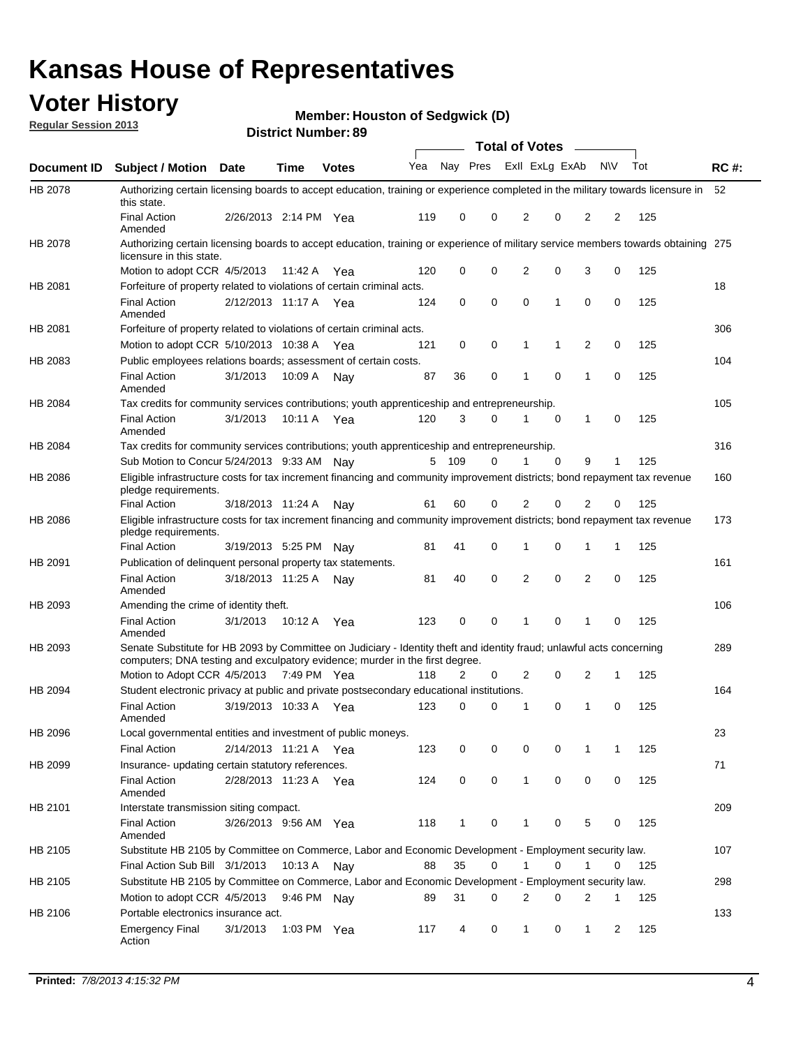# Kansas House of Representatives

## Voter History

**Regular Session 2013**

**Member: Houston of Sedgwick (D)**

**District Number: 89**

| Document ID | Subject / Motion | Date | Time | Votes | Yea | Nay | Pres | ExII | ExLg | ExAb | N\V | Tot | RC #: |
|---|---|---|---|---|---|---|---|---|---|---|---|---|---|
| HB 2078 | Authorizing certain licensing boards to accept education, training or experience completed in the military towards licensure in this state. | | | | | | | | | | | | 52 |
| | Final Action Amended | 2/26/2013 | 2:14 PM | Yea | 119 | 0 | 0 | 2 | 0 | 2 | 2 | 125 | |
| HB 2078 | Authorizing certain licensing boards to accept education, training or experience of military service members towards obtaining licensure in this state. | | | | | | | | | | | | 275 |
| | Motion to adopt CCR | 4/5/2013 | 11:42 A | Yea | 120 | 0 | 0 | 2 | 0 | 3 | 0 | 125 | |
| HB 2081 | Forfeiture of property related to violations of certain criminal acts. | | | | | | | | | | | | 18 |
| | Final Action Amended | 2/12/2013 | 11:17 A | Yea | 124 | 0 | 0 | 0 | 1 | 0 | 0 | 125 | |
| HB 2081 | Forfeiture of property related to violations of certain criminal acts. | | | | | | | | | | | | 306 |
| | Motion to adopt CCR | 5/10/2013 | 10:38 A | Yea | 121 | 0 | 0 | 1 | 1 | 2 | 0 | 125 | |
| HB 2083 | Public employees relations boards; assessment of certain costs. | | | | | | | | | | | | 104 |
| | Final Action Amended | 3/1/2013 | 10:09 A | Nay | 87 | 36 | 0 | 1 | 0 | 1 | 0 | 125 | |
| HB 2084 | Tax credits for community services contributions; youth apprenticeship and entrepreneurship. | | | | | | | | | | | | 105 |
| | Final Action Amended | 3/1/2013 | 10:11 A | Yea | 120 | 3 | 0 | 1 | 0 | 1 | 0 | 125 | |
| HB 2084 | Tax credits for community services contributions; youth apprenticeship and entrepreneurship. | | | | | | | | | | | | 316 |
| | Sub Motion to Concur | 5/24/2013 | 9:33 AM | Nay | 5 | 109 | 0 | 1 | 0 | 9 | 1 | 125 | |
| HB 2086 | Eligible infrastructure costs for tax increment financing and community improvement districts; bond repayment tax revenue pledge requirements. | | | | | | | | | | | | 160 |
| | Final Action | 3/18/2013 | 11:24 A | Nay | 61 | 60 | 0 | 2 | 0 | 2 | 0 | 125 | |
| HB 2086 | Eligible infrastructure costs for tax increment financing and community improvement districts; bond repayment tax revenue pledge requirements. | | | | | | | | | | | | 173 |
| | Final Action | 3/19/2013 | 5:25 PM | Nay | 81 | 41 | 0 | 1 | 0 | 1 | 1 | 125 | |
| HB 2091 | Publication of delinquent personal property tax statements. | | | | | | | | | | | | 161 |
| | Final Action Amended | 3/18/2013 | 11:25 A | Nay | 81 | 40 | 0 | 2 | 0 | 2 | 0 | 125 | |
| HB 2093 | Amending the crime of identity theft. | | | | | | | | | | | | 106 |
| | Final Action Amended | 3/1/2013 | 10:12 A | Yea | 123 | 0 | 0 | 1 | 0 | 1 | 0 | 125 | |
| HB 2093 | Senate Substitute for HB 2093 by Committee on Judiciary - Identity theft and identity fraud; unlawful acts concerning computers; DNA testing and exculpatory evidence; murder in the first degree. | | | | | | | | | | | | 289 |
| | Motion to Adopt CCR | 4/5/2013 | 7:49 PM | Yea | 118 | 2 | 0 | 2 | 0 | 2 | 1 | 125 | |
| HB 2094 | Student electronic privacy at public and private postsecondary educational institutions. | | | | | | | | | | | | 164 |
| | Final Action Amended | 3/19/2013 | 10:33 A | Yea | 123 | 0 | 0 | 1 | 0 | 1 | 0 | 125 | |
| HB 2096 | Local governmental entities and investment of public moneys. | | | | | | | | | | | | 23 |
| | Final Action | 2/14/2013 | 11:21 A | Yea | 123 | 0 | 0 | 0 | 0 | 1 | 1 | 125 | |
| HB 2099 | Insurance- updating certain statutory references. | | | | | | | | | | | | 71 |
| | Final Action Amended | 2/28/2013 | 11:23 A | Yea | 124 | 0 | 0 | 1 | 0 | 0 | 0 | 125 | |
| HB 2101 | Interstate transmission siting compact. | | | | | | | | | | | | 209 |
| | Final Action Amended | 3/26/2013 | 9:56 AM | Yea | 118 | 1 | 0 | 1 | 0 | 5 | 0 | 125 | |
| HB 2105 | Substitute HB 2105 by Committee on Commerce, Labor and Economic Development - Employment security law. | | | | | | | | | | | | 107 |
| | Final Action Sub Bill | 3/1/2013 | 10:13 A | Nay | 88 | 35 | 0 | 1 | 0 | 1 | 0 | 125 | |
| HB 2105 | Substitute HB 2105 by Committee on Commerce, Labor and Economic Development - Employment security law. | | | | | | | | | | | | 298 |
| | Motion to adopt CCR | 4/5/2013 | 9:46 PM | Nay | 89 | 31 | 0 | 2 | 0 | 2 | 1 | 125 | |
| HB 2106 | Portable electronics insurance act. | | | | | | | | | | | | 133 |
| | Emergency Final Action | 3/1/2013 | 1:03 PM | Yea | 117 | 4 | 0 | 1 | 0 | 1 | 2 | 125 | |

**Printed:** *7/8/2013 4:15:32 PM*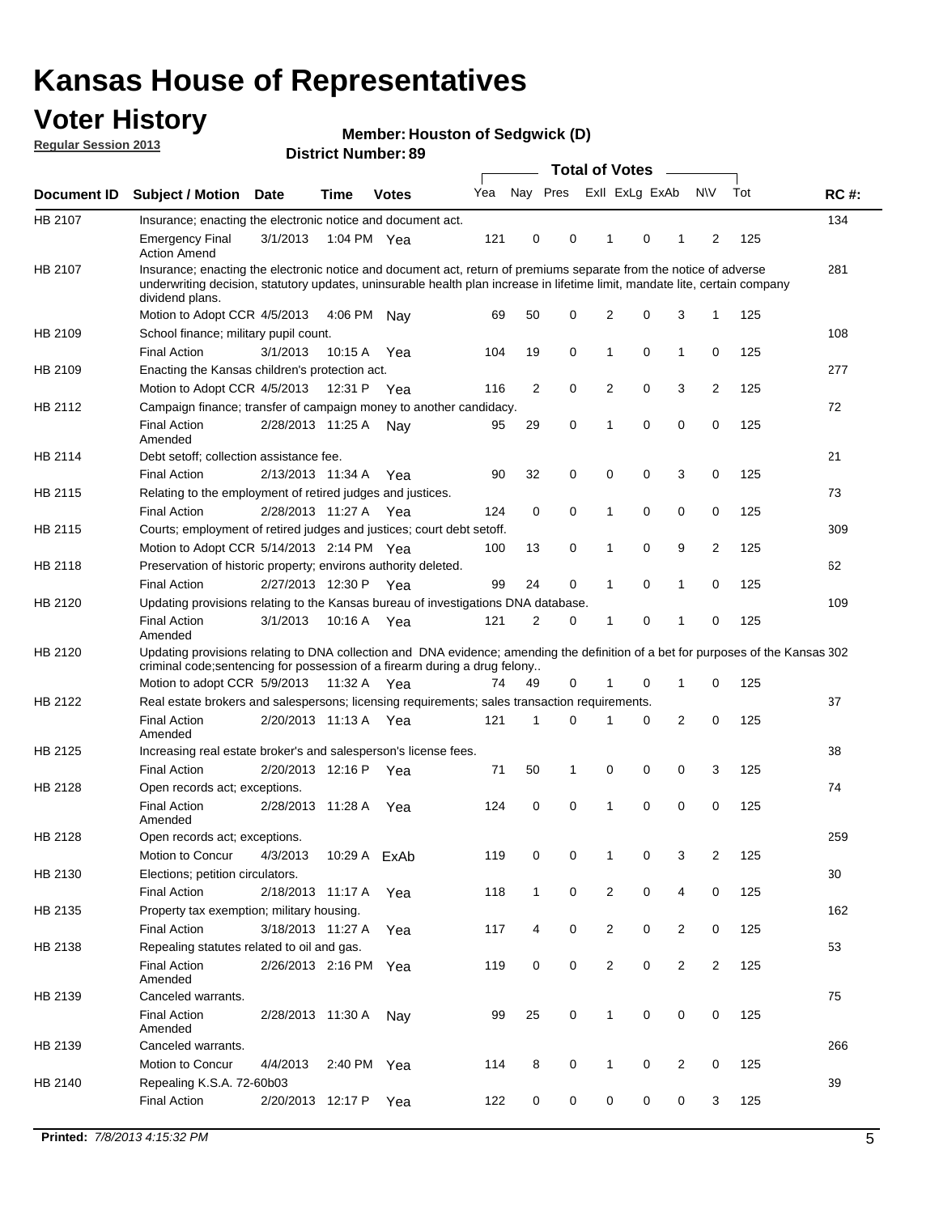# Kansas House of Representatives

## Voter History

**Regular Session 2013**

**Member: Houston of Sedgwick (D)**

**District Number: 89**

| Document ID | Subject / Motion | Date | Time | Votes | Yea | Nay | Pres | ExII | ExLg | ExAb | N\V | Tot | RC #: |
|---|---|---|---|---|---|---|---|---|---|---|---|---|---|
| HB 2107 | Insurance; enacting the electronic notice and document act. | | | | | | | | | | | | 134 |
| | Emergency Final Action Amend | 3/1/2013 | 1:04 PM | Yea | 121 | 0 | 0 | 1 | 0 | 1 | 2 | 125 | |
| HB 2107 | Insurance; enacting the electronic notice and document act, return of premiums separate from the notice of adverse underwriting decision, statutory updates, uninsurable health plan increase in lifetime limit, mandate lite, certain company dividend plans. | | | | | | | | | | | | 281 |
| | Motion to Adopt CCR | 4/5/2013 | 4:06 PM | Nay | 69 | 50 | 0 | 2 | 0 | 3 | 1 | 125 | |
| HB 2109 | School finance; military pupil count. | | | | | | | | | | | | 108 |
| | Final Action | 3/1/2013 | 10:15 A | Yea | 104 | 19 | 0 | 1 | 0 | 1 | 0 | 125 | |
| HB 2109 | Enacting the Kansas children's protection act. | | | | | | | | | | | | 277 |
| | Motion to Adopt CCR | 4/5/2013 | 12:31 P | Yea | 116 | 2 | 0 | 2 | 0 | 3 | 2 | 125 | |
| HB 2112 | Campaign finance; transfer of campaign money to another candidacy. | | | | | | | | | | | | 72 |
| | Final Action Amended | 2/28/2013 | 11:25 A | Nay | 95 | 29 | 0 | 1 | 0 | 0 | 0 | 125 | |
| HB 2114 | Debt setoff; collection assistance fee. | | | | | | | | | | | | 21 |
| | Final Action | 2/13/2013 | 11:34 A | Yea | 90 | 32 | 0 | 0 | 0 | 3 | 0 | 125 | |
| HB 2115 | Relating to the employment of retired judges and justices. | | | | | | | | | | | | 73 |
| | Final Action | 2/28/2013 | 11:27 A | Yea | 124 | 0 | 0 | 1 | 0 | 0 | 0 | 125 | |
| HB 2115 | Courts; employment of retired judges and justices; court debt setoff. | | | | | | | | | | | | 309 |
| | Motion to Adopt CCR | 5/14/2013 | 2:14 PM | Yea | 100 | 13 | 0 | 1 | 0 | 9 | 2 | 125 | |
| HB 2118 | Preservation of historic property; environs authority deleted. | | | | | | | | | | | | 62 |
| | Final Action | 2/27/2013 | 12:30 P | Yea | 99 | 24 | 0 | 1 | 0 | 1 | 0 | 125 | |
| HB 2120 | Updating provisions relating to the Kansas bureau of investigations DNA database. | | | | | | | | | | | | 109 |
| | Final Action Amended | 3/1/2013 | 10:16 A | Yea | 121 | 2 | 0 | 1 | 0 | 1 | 0 | 125 | |
| HB 2120 | Updating provisions relating to DNA collection and DNA evidence; amending the definition of a bet for purposes of the Kansas criminal code;sentencing for possession of a firearm during a drug felony.. | | | | | | | | | | | | 302 |
| | Motion to adopt CCR | 5/9/2013 | 11:32 A | Yea | 74 | 49 | 0 | 1 | 0 | 1 | 0 | 125 | |
| HB 2122 | Real estate brokers and salespersons; licensing requirements; sales transaction requirements. | | | | | | | | | | | | 37 |
| | Final Action Amended | 2/20/2013 | 11:13 A | Yea | 121 | 1 | 0 | 1 | 0 | 2 | 0 | 125 | |
| HB 2125 | Increasing real estate broker's and salesperson's license fees. | | | | | | | | | | | | 38 |
| | Final Action | 2/20/2013 | 12:16 P | Yea | 71 | 50 | 1 | 0 | 0 | 0 | 3 | 125 | |
| HB 2128 | Open records act; exceptions. | | | | | | | | | | | | 74 |
| | Final Action Amended | 2/28/2013 | 11:28 A | Yea | 124 | 0 | 0 | 1 | 0 | 0 | 0 | 125 | |
| HB 2128 | Open records act; exceptions. | | | | | | | | | | | | 259 |
| | Motion to Concur | 4/3/2013 | 10:29 A | ExAb | 119 | 0 | 0 | 1 | 0 | 3 | 2 | 125 | |
| HB 2130 | Elections; petition circulators. | | | | | | | | | | | | 30 |
| | Final Action | 2/18/2013 | 11:17 A | Yea | 118 | 1 | 0 | 2 | 0 | 4 | 0 | 125 | |
| HB 2135 | Property tax exemption; military housing. | | | | | | | | | | | | 162 |
| | Final Action | 3/18/2013 | 11:27 A | Yea | 117 | 4 | 0 | 2 | 0 | 2 | 0 | 125 | |
| HB 2138 | Repealing statutes related to oil and gas. | | | | | | | | | | | | 53 |
| | Final Action Amended | 2/26/2013 | 2:16 PM | Yea | 119 | 0 | 0 | 2 | 0 | 2 | 2 | 125 | |
| HB 2139 | Canceled warrants. | | | | | | | | | | | | 75 |
| | Final Action Amended | 2/28/2013 | 11:30 A | Nay | 99 | 25 | 0 | 1 | 0 | 0 | 0 | 125 | |
| HB 2139 | Canceled warrants. | | | | | | | | | | | | 266 |
| | Motion to Concur | 4/4/2013 | 2:40 PM | Yea | 114 | 8 | 0 | 1 | 0 | 2 | 0 | 125 | |
| HB 2140 | Repealing K.S.A. 72-60b03 | | | | | | | | | | | | 39 |
| | Final Action | 2/20/2013 | 12:17 P | Yea | 122 | 0 | 0 | 0 | 0 | 0 | 3 | 125 | |

**Printed:** *7/8/2013 4:15:32 PM*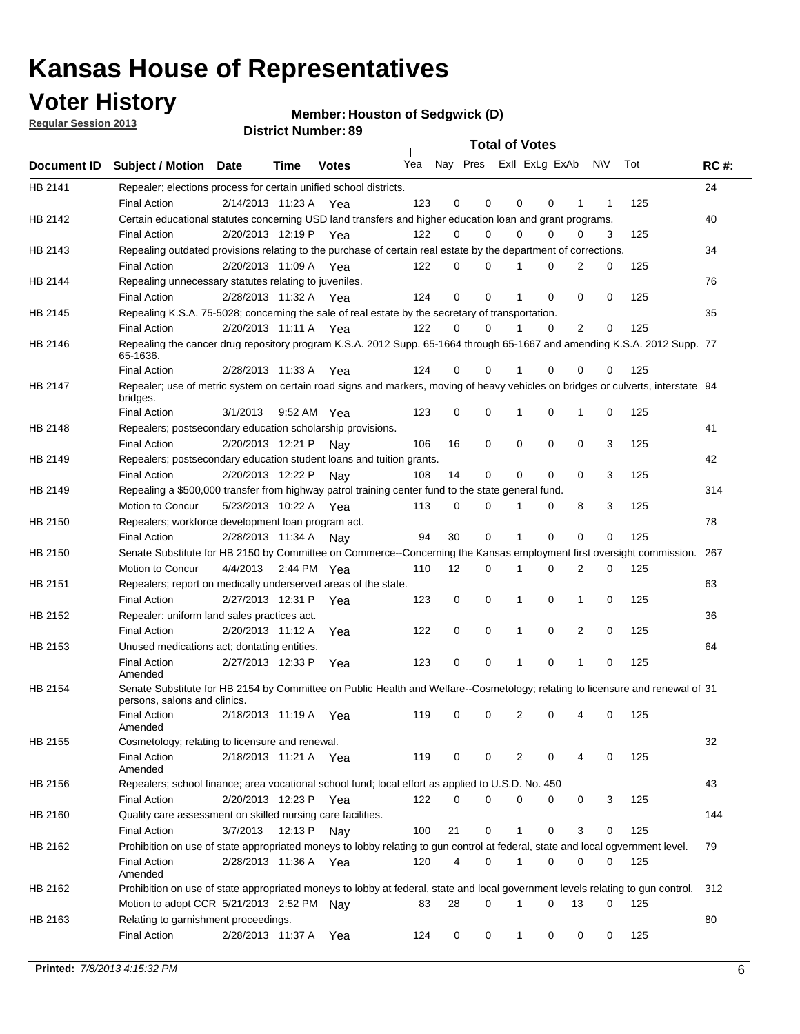# Kansas House of Representatives

## Voter History

**Regular Session 2013**

**Member: Houston of Sedgwick (D)**

**District Number: 89**

| Document ID | Subject / Motion | Date | Time | Votes | Yea | Nay | Pres | ExII | ExLg | ExAb | N\V | Tot | RC #: |
|---|---|---|---|---|---|---|---|---|---|---|---|---|---|
| HB 2141 | Repealer; elections process for certain unified school districts. | | | | | | | | | | | | 24 |
| | Final Action | 2/14/2013 | 11:23 A | Yea | 123 | 0 | 0 | 0 | 0 | 1 | 1 | 125 | |
| HB 2142 | Certain educational statutes concerning USD land transfers and higher education loan and grant programs. | | | | | | | | | | | | 40 |
| | Final Action | 2/20/2013 | 12:19 P | Yea | 122 | 0 | 0 | 0 | 0 | 0 | 3 | 125 | |
| HB 2143 | Repealing outdated provisions relating to the purchase of certain real estate by the department of corrections. | | | | | | | | | | | | 34 |
| | Final Action | 2/20/2013 | 11:09 A | Yea | 122 | 0 | 0 | 1 | 0 | 2 | 0 | 125 | |
| HB 2144 | Repealing unnecessary statutes relating to juveniles. | | | | | | | | | | | | 76 |
| | Final Action | 2/28/2013 | 11:32 A | Yea | 124 | 0 | 0 | 1 | 0 | 0 | 0 | 125 | |
| HB 2145 | Repealing K.S.A. 75-5028; concerning the sale of real estate by the secretary of transportation. | | | | | | | | | | | | 35 |
| | Final Action | 2/20/2013 | 11:11 A | Yea | 122 | 0 | 0 | 1 | 0 | 2 | 0 | 125 | |
| HB 2146 | Repealing the cancer drug repository program K.S.A. 2012 Supp. 65-1664 through 65-1667 and amending K.S.A. 2012 Supp. 65-1636. | | | | | | | | | | | | 77 |
| | Final Action | 2/28/2013 | 11:33 A | Yea | 124 | 0 | 0 | 1 | 0 | 0 | 0 | 125 | |
| HB 2147 | Repealer; use of metric system on certain road signs and markers, moving of heavy vehicles on bridges or culverts, interstate bridges. | | | | | | | | | | | | 94 |
| | Final Action | 3/1/2013 | 9:52 AM | Yea | 123 | 0 | 0 | 1 | 0 | 1 | 0 | 125 | |
| HB 2148 | Repealers; postsecondary education scholarship provisions. | | | | | | | | | | | | 41 |
| | Final Action | 2/20/2013 | 12:21 P | Nay | 106 | 16 | 0 | 0 | 0 | 0 | 3 | 125 | |
| HB 2149 | Repealers; postsecondary education student loans and tuition grants. | | | | | | | | | | | | 42 |
| | Final Action | 2/20/2013 | 12:22 P | Nay | 108 | 14 | 0 | 0 | 0 | 0 | 3 | 125 | |
| HB 2149 | Repealing a $500,000 transfer from highway patrol training center fund to the state general fund. | | | | | | | | | | | | 314 |
| | Motion to Concur | 5/23/2013 | 10:22 A | Yea | 113 | 0 | 0 | 1 | 0 | 8 | 3 | 125 | |
| HB 2150 | Repealers; workforce development loan program act. | | | | | | | | | | | | 78 |
| | Final Action | 2/28/2013 | 11:34 A | Nay | 94 | 30 | 0 | 1 | 0 | 0 | 0 | 125 | |
| HB 2150 | Senate Substitute for HB 2150 by Committee on Commerce--Concerning the Kansas employment first oversight commission. | | | | | | | | | | | | 267 |
| | Motion to Concur | 4/4/2013 | 2:44 PM | Yea | 110 | 12 | 0 | 1 | 0 | 2 | 0 | 125 | |
| HB 2151 | Repealers; report on medically underserved areas of the state. | | | | | | | | | | | | 63 |
| | Final Action | 2/27/2013 | 12:31 P | Yea | 123 | 0 | 0 | 1 | 0 | 1 | 0 | 125 | |
| HB 2152 | Repealer: uniform land sales practices act. | | | | | | | | | | | | 36 |
| | Final Action | 2/20/2013 | 11:12 A | Yea | 122 | 0 | 0 | 1 | 0 | 2 | 0 | 125 | |
| HB 2153 | Unused medications act; dontating entities. | | | | | | | | | | | | 64 |
| | Final Action Amended | 2/27/2013 | 12:33 P | Yea | 123 | 0 | 0 | 1 | 0 | 1 | 0 | 125 | |
| HB 2154 | Senate Substitute for HB 2154 by Committee on Public Health and Welfare--Cosmetology; relating to licensure and renewal of persons, salons and clinics. | | | | | | | | | | | | 31 |
| | Final Action Amended | 2/18/2013 | 11:19 A | Yea | 119 | 0 | 0 | 2 | 0 | 4 | 0 | 125 | |
| HB 2155 | Cosmetology; relating to licensure and renewal. | | | | | | | | | | | | 32 |
| | Final Action Amended | 2/18/2013 | 11:21 A | Yea | 119 | 0 | 0 | 2 | 0 | 4 | 0 | 125 | |
| HB 2156 | Repealers; school finance; area vocational school fund; local effort as applied to U.S.D. No. 450 | | | | | | | | | | | | 43 |
| | Final Action | 2/20/2013 | 12:23 P | Yea | 122 | 0 | 0 | 0 | 0 | 0 | 3 | 125 | |
| HB 2160 | Quality care assessment on skilled nursing care facilities. | | | | | | | | | | | | 144 |
| | Final Action | 3/7/2013 | 12:13 P | Nay | 100 | 21 | 0 | 1 | 0 | 3 | 0 | 125 | |
| HB 2162 | Prohibition on use of state appropriated moneys to lobby relating to gun control at federal, state and local ogvernment level. | | | | | | | | | | | | 79 |
| | Final Action Amended | 2/28/2013 | 11:36 A | Yea | 120 | 4 | 0 | 1 | 0 | 0 | 0 | 125 | |
| HB 2162 | Prohibition on use of state appropriated moneys to lobby at federal, state and local government levels relating to gun control. | | | | | | | | | | | | 312 |
| | Motion to adopt CCR | 5/21/2013 | 2:52 PM | Nay | 83 | 28 | 0 | 1 | 0 | 13 | 0 | 125 | |
| HB 2163 | Relating to garnishment proceedings. | | | | | | | | | | | | 80 |
| | Final Action | 2/28/2013 | 11:37 A | Yea | 124 | 0 | 0 | 1 | 0 | 0 | 0 | 125 | |

**Printed:** *7/8/2013 4:15:32 PM*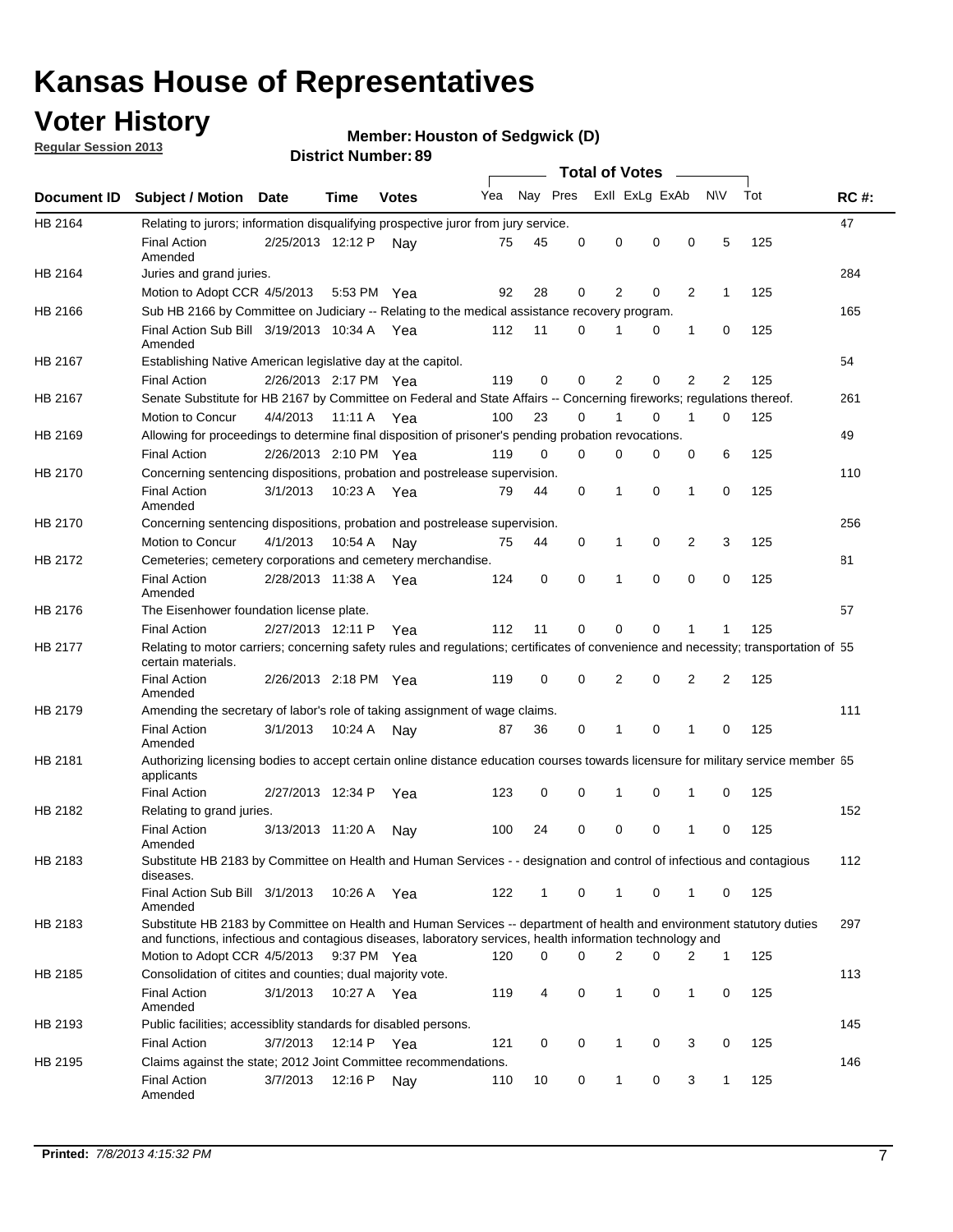# Kansas House of Representatives

## Voter History

**Regular Session 2013**

**Member: Houston of Sedgwick (D)**

**District Number: 89**

| Document ID | Subject / Motion | Date | Time | Votes | Yea | Nay | Pres | ExII | ExLg | ExAb | N\V | Tot | RC #: |
|---|---|---|---|---|---|---|---|---|---|---|---|---|---|
| HB 2164 | Relating to jurors; information disqualifying prospective juror from jury service. | | | | | | | | | | | | 47 |
| | Final Action Amended | 2/25/2013 | 12:12 P | Nay | 75 | 45 | 0 | 0 | 0 | 0 | 5 | 125 | |
| HB 2164 | Juries and grand juries. | | | | | | | | | | | | 284 |
| | Motion to Adopt CCR | 4/5/2013 | 5:53 PM | Yea | 92 | 28 | 0 | 2 | 0 | 2 | 1 | 125 | |
| HB 2166 | Sub HB 2166 by Committee on Judiciary -- Relating to the medical assistance recovery program. | | | | | | | | | | | | 165 |
| | Final Action Sub Bill Amended | 3/19/2013 | 10:34 A | Yea | 112 | 11 | 0 | 1 | 0 | 1 | 0 | 125 | |
| HB 2167 | Establishing Native American legislative day at the capitol. | | | | | | | | | | | | 54 |
| | Final Action | 2/26/2013 | 2:17 PM | Yea | 119 | 0 | 0 | 2 | 0 | 2 | 2 | 125 | |
| HB 2167 | Senate Substitute for HB 2167 by Committee on Federal and State Affairs -- Concerning fireworks; regulations thereof. | | | | | | | | | | | | 261 |
| | Motion to Concur | 4/4/2013 | 11:11 A | Yea | 100 | 23 | 0 | 1 | 0 | 1 | 0 | 125 | |
| HB 2169 | Allowing for proceedings to determine final disposition of prisoner's pending probation revocations. | | | | | | | | | | | | 49 |
| | Final Action | 2/26/2013 | 2:10 PM | Yea | 119 | 0 | 0 | 0 | 0 | 0 | 6 | 125 | |
| HB 2170 | Concerning sentencing dispositions, probation and postrelease supervision. | | | | | | | | | | | | 110 |
| | Final Action Amended | 3/1/2013 | 10:23 A | Yea | 79 | 44 | 0 | 1 | 0 | 1 | 0 | 125 | |
| HB 2170 | Concerning sentencing dispositions, probation and postrelease supervision. | | | | | | | | | | | | 256 |
| | Motion to Concur | 4/1/2013 | 10:54 A | Nay | 75 | 44 | 0 | 1 | 0 | 2 | 3 | 125 | |
| HB 2172 | Cemeteries; cemetery corporations and cemetery merchandise. | | | | | | | | | | | | 81 |
| | Final Action Amended | 2/28/2013 | 11:38 A | Yea | 124 | 0 | 0 | 1 | 0 | 0 | 0 | 125 | |
| HB 2176 | The Eisenhower foundation license plate. | | | | | | | | | | | | 57 |
| | Final Action | 2/27/2013 | 12:11 P | Yea | 112 | 11 | 0 | 0 | 0 | 1 | 1 | 125 | |
| HB 2177 | Relating to motor carriers; concerning safety rules and regulations; certificates of convenience and necessity; transportation of certain materials. | | | | | | | | | | | | 55 |
| | Final Action Amended | 2/26/2013 | 2:18 PM | Yea | 119 | 0 | 0 | 2 | 0 | 2 | 2 | 125 | |
| HB 2179 | Amending the secretary of labor's role of taking assignment of wage claims. | | | | | | | | | | | | 111 |
| | Final Action Amended | 3/1/2013 | 10:24 A | Nay | 87 | 36 | 0 | 1 | 0 | 1 | 0 | 125 | |
| HB 2181 | Authorizing licensing bodies to accept certain online distance education courses towards licensure for military service member applicants | | | | | | | | | | | | 65 |
| | Final Action | 2/27/2013 | 12:34 P | Yea | 123 | 0 | 0 | 1 | 0 | 1 | 0 | 125 | |
| HB 2182 | Relating to grand juries. | | | | | | | | | | | | 152 |
| | Final Action Amended | 3/13/2013 | 11:20 A | Nay | 100 | 24 | 0 | 0 | 0 | 1 | 0 | 125 | |
| HB 2183 | Substitute HB 2183 by Committee on Health and Human Services - - designation and control of infectious and contagious diseases. | | | | | | | | | | | | 112 |
| | Final Action Sub Bill Amended | 3/1/2013 | 10:26 A | Yea | 122 | 1 | 0 | 1 | 0 | 1 | 0 | 125 | |
| HB 2183 | Substitute HB 2183 by Committee on Health and Human Services -- department of health and environment statutory duties and functions, infectious and contagious diseases, laboratory services, health information technology and | | | | | | | | | | | | 297 |
| | Motion to Adopt CCR | 4/5/2013 | 9:37 PM | Yea | 120 | 0 | 0 | 2 | 0 | 2 | 1 | 125 | |
| HB 2185 | Consolidation of citites and counties; dual majority vote. | | | | | | | | | | | | 113 |
| | Final Action Amended | 3/1/2013 | 10:27 A | Yea | 119 | 4 | 0 | 1 | 0 | 1 | 0 | 125 | |
| HB 2193 | Public facilities; accessiblity standards for disabled persons. | | | | | | | | | | | | 145 |
| | Final Action | 3/7/2013 | 12:14 P | Yea | 121 | 0 | 0 | 1 | 0 | 3 | 0 | 125 | |
| HB 2195 | Claims against the state; 2012 Joint Committee recommendations. | | | | | | | | | | | | 146 |
| | Final Action Amended | 3/7/2013 | 12:16 P | Nay | 110 | 10 | 0 | 1 | 0 | 3 | 1 | 125 | |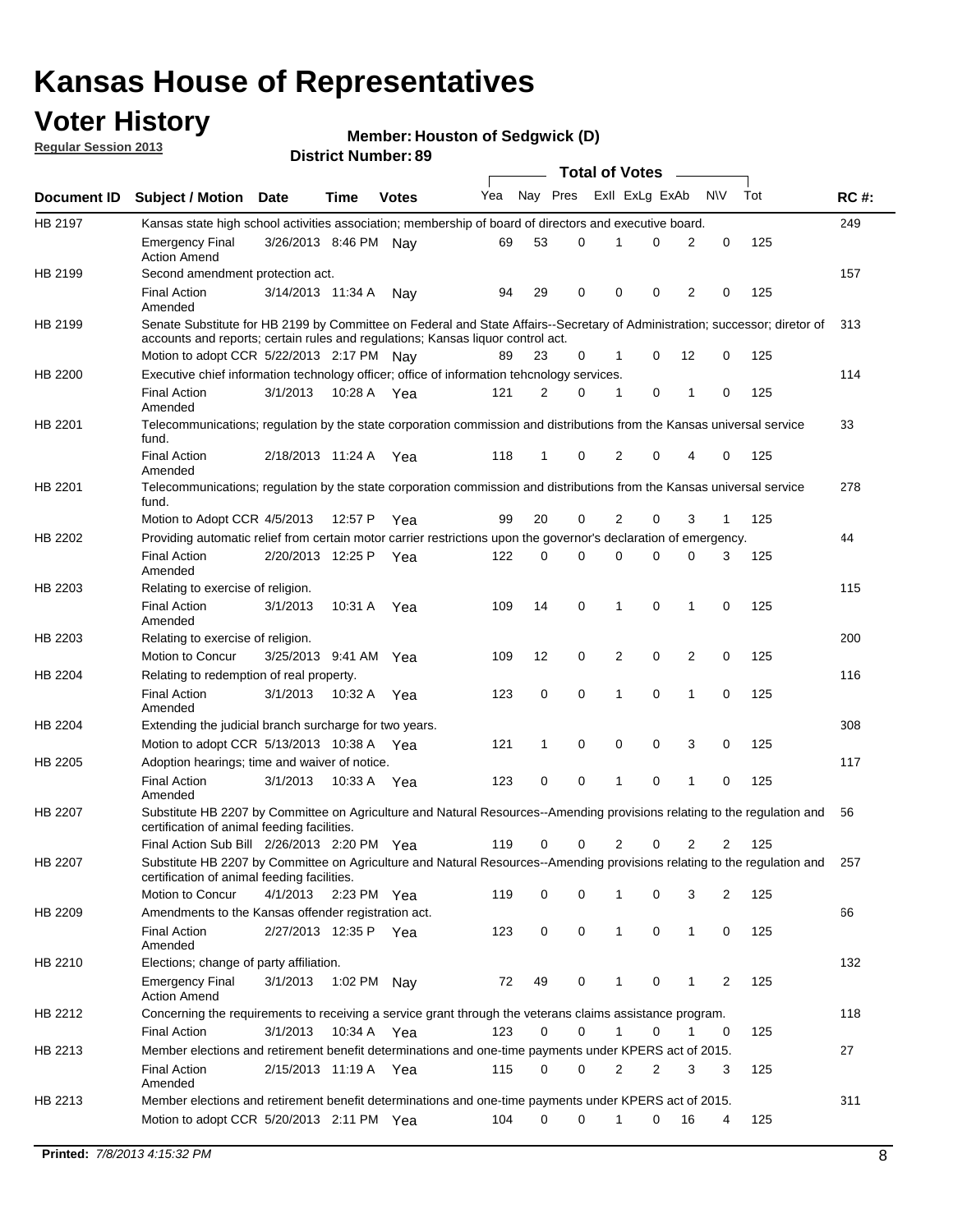# Kansas House of Representatives

## Voter History

**Regular Session 2013**

**Member: Houston of Sedgwick (D)**

**District Number: 89**

| Document ID | Subject / Motion | Date | Time | Votes | Yea | Nay | Pres | ExII | ExLg | ExAb | N\V | Tot | RC #: |
|---|---|---|---|---|---|---|---|---|---|---|---|---|---|
| HB 2197 | Kansas state high school activities association; membership of board of directors and executive board. | | | | | | | | | | | | 249 |
| | Emergency Final Action Amend | 3/26/2013 | 8:46 PM | Nay | 69 | 53 | 0 | 1 | 0 | 2 | 0 | 125 | |
| HB 2199 | Second amendment protection act. | | | | | | | | | | | | 157 |
| | Final Action Amended | 3/14/2013 | 11:34 A | Nay | 94 | 29 | 0 | 0 | 0 | 2 | 0 | 125 | |
| HB 2199 | Senate Substitute for HB 2199 by Committee on Federal and State Affairs--Secretary of Administration; successor; diretor of accounts and reports; certain rules and regulations; Kansas liquor control act. | | | | | | | | | | | | 313 |
| | Motion to adopt CCR | 5/22/2013 | 2:17 PM | Nay | 89 | 23 | 0 | 1 | 0 | 12 | 0 | 125 | |
| HB 2200 | Executive chief information technology officer; office of information tehcnology services. | | | | | | | | | | | | 114 |
| | Final Action Amended | 3/1/2013 | 10:28 A | Yea | 121 | 2 | 0 | 1 | 0 | 1 | 0 | 125 | |
| HB 2201 | Telecommunications; regulation by the state corporation commission and distributions from the Kansas universal service fund. | | | | | | | | | | | | 33 |
| | Final Action Amended | 2/18/2013 | 11:24 A | Yea | 118 | 1 | 0 | 2 | 0 | 4 | 0 | 125 | |
| HB 2201 | Telecommunications; regulation by the state corporation commission and distributions from the Kansas universal service fund. | | | | | | | | | | | | 278 |
| | Motion to Adopt CCR | 4/5/2013 | 12:57 P | Yea | 99 | 20 | 0 | 2 | 0 | 3 | 1 | 125 | |
| HB 2202 | Providing automatic relief from certain motor carrier restrictions upon the governor's declaration of emergency. | | | | | | | | | | | | 44 |
| | Final Action Amended | 2/20/2013 | 12:25 P | Yea | 122 | 0 | 0 | 0 | 0 | 0 | 3 | 125 | |
| HB 2203 | Relating to exercise of religion. | | | | | | | | | | | | 115 |
| | Final Action Amended | 3/1/2013 | 10:31 A | Yea | 109 | 14 | 0 | 1 | 0 | 1 | 0 | 125 | |
| HB 2203 | Relating to exercise of religion. | | | | | | | | | | | | 200 |
| | Motion to Concur | 3/25/2013 | 9:41 AM | Yea | 109 | 12 | 0 | 2 | 0 | 2 | 0 | 125 | |
| HB 2204 | Relating to redemption of real property. | | | | | | | | | | | | 116 |
| | Final Action Amended | 3/1/2013 | 10:32 A | Yea | 123 | 0 | 0 | 1 | 0 | 1 | 0 | 125 | |
| HB 2204 | Extending the judicial branch surcharge for two years. | | | | | | | | | | | | 308 |
| | Motion to adopt CCR | 5/13/2013 | 10:38 A | Yea | 121 | 1 | 0 | 0 | 0 | 3 | 0 | 125 | |
| HB 2205 | Adoption hearings; time and waiver of notice. | | | | | | | | | | | | 117 |
| | Final Action Amended | 3/1/2013 | 10:33 A | Yea | 123 | 0 | 0 | 1 | 0 | 1 | 0 | 125 | |
| HB 2207 | Substitute HB 2207 by Committee on Agriculture and Natural Resources--Amending provisions relating to the regulation and certification of animal feeding facilities. | | | | | | | | | | | | 56 |
| | Final Action Sub Bill | 2/26/2013 | 2:20 PM | Yea | 119 | 0 | 0 | 2 | 0 | 2 | 2 | 125 | |
| HB 2207 | Substitute HB 2207 by Committee on Agriculture and Natural Resources--Amending provisions relating to the regulation and certification of animal feeding facilities. | | | | | | | | | | | | 257 |
| | Motion to Concur | 4/1/2013 | 2:23 PM | Yea | 119 | 0 | 0 | 1 | 0 | 3 | 2 | 125 | |
| HB 2209 | Amendments to the Kansas offender registration act. | | | | | | | | | | | | 66 |
| | Final Action Amended | 2/27/2013 | 12:35 P | Yea | 123 | 0 | 0 | 1 | 0 | 1 | 0 | 125 | |
| HB 2210 | Elections; change of party affiliation. | | | | | | | | | | | | 132 |
| | Emergency Final Action Amend | 3/1/2013 | 1:02 PM | Nay | 72 | 49 | 0 | 1 | 0 | 1 | 2 | 125 | |
| HB 2212 | Concerning the requirements to receiving a service grant through the veterans claims assistance program. | | | | | | | | | | | | 118 |
| | Final Action | 3/1/2013 | 10:34 A | Yea | 123 | 0 | 0 | 1 | 0 | 1 | 0 | 125 | |
| HB 2213 | Member elections and retirement benefit determinations and one-time payments under KPERS act of 2015. | | | | | | | | | | | | 27 |
| | Final Action Amended | 2/15/2013 | 11:19 A | Yea | 115 | 0 | 0 | 2 | 2 | 3 | 3 | 125 | |
| HB 2213 | Member elections and retirement benefit determinations and one-time payments under KPERS act of 2015. | | | | | | | | | | | | 311 |
| | Motion to adopt CCR | 5/20/2013 | 2:11 PM | Yea | 104 | 0 | 0 | 1 | 0 | 16 | 4 | 125 | |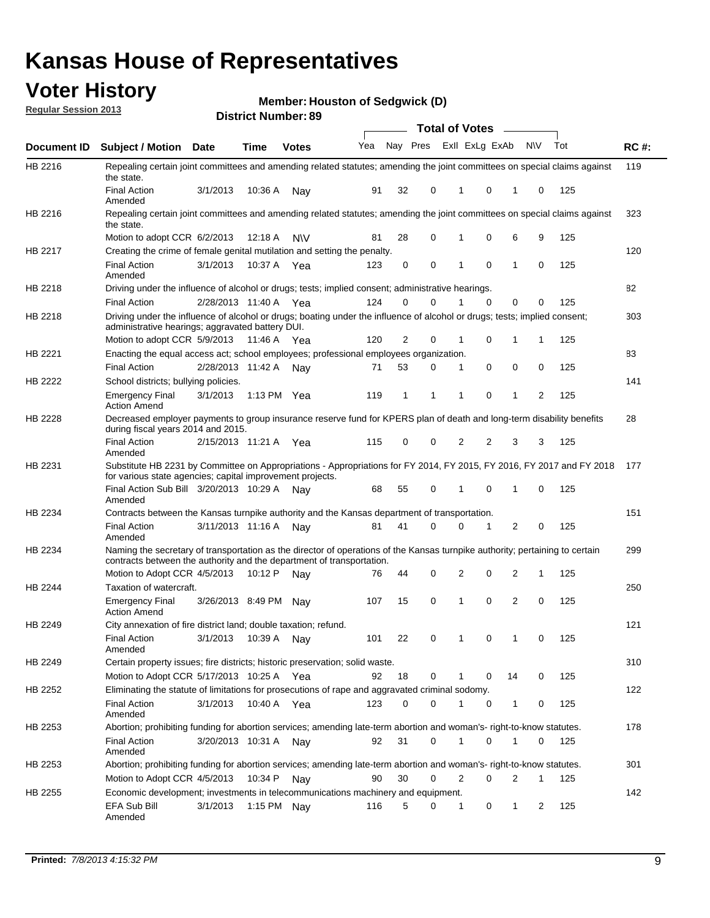# Kansas House of Representatives

## Voter History

**Regular Session 2013**

**Member: Houston of Sedgwick (D)**

**District Number: 89**

| Document ID | Subject / Motion | Date | Time | Votes | Yea | Nay | Pres | ExII | ExLg | ExAb | N\V | Tot | RC #: |
|---|---|---|---|---|---|---|---|---|---|---|---|---|---|
| HB 2216 | Repealing certain joint committees and amending related statutes; amending the joint committees on special claims against the state. | | | | | | | | | | | | 119 |
| | Final Action Amended | 3/1/2013 | 10:36 A | Nay | 91 | 32 | 0 | 1 | 0 | 1 | 0 | 125 | |
| HB 2216 | Repealing certain joint committees and amending related statutes; amending the joint committees on special claims against the state. | | | | | | | | | | | | 323 |
| | Motion to adopt CCR | 6/2/2013 | 12:18 A | N\V | 81 | 28 | 0 | 1 | 0 | 6 | 9 | 125 | |
| HB 2217 | Creating the crime of female genital mutilation and setting the penalty. | | | | | | | | | | | | 120 |
| | Final Action Amended | 3/1/2013 | 10:37 A | Yea | 123 | 0 | 0 | 1 | 0 | 1 | 0 | 125 | |
| HB 2218 | Driving under the influence of alcohol or drugs; tests; implied consent; administrative hearings. | | | | | | | | | | | | 82 |
| | Final Action | 2/28/2013 | 11:40 A | Yea | 124 | 0 | 0 | 1 | 0 | 0 | 0 | 125 | |
| HB 2218 | Driving under the influence of alcohol or drugs; boating under the influence of alcohol or drugs; tests; implied consent; administrative hearings; aggravated battery DUI. | | | | | | | | | | | | 303 |
| | Motion to adopt CCR | 5/9/2013 | 11:46 A | Yea | 120 | 2 | 0 | 1 | 0 | 1 | 1 | 125 | |
| HB 2221 | Enacting the equal access act; school employees; professional employees organization. | | | | | | | | | | | | 83 |
| | Final Action | 2/28/2013 | 11:42 A | Nay | 71 | 53 | 0 | 1 | 0 | 0 | 0 | 125 | |
| HB 2222 | School districts; bullying policies. | | | | | | | | | | | | 141 |
| | Emergency Final Action Amend | 3/1/2013 | 1:13 PM | Yea | 119 | 1 | 1 | 1 | 0 | 1 | 2 | 125 | |
| HB 2228 | Decreased employer payments to group insurance reserve fund for KPERS plan of death and long-term disability benefits during fiscal years 2014 and 2015. | | | | | | | | | | | | 28 |
| | Final Action Amended | 2/15/2013 | 11:21 A | Yea | 115 | 0 | 0 | 2 | 2 | 3 | 3 | 125 | |
| HB 2231 | Substitute HB 2231 by Committee on Appropriations - Appropriations for FY 2014, FY 2015, FY 2016, FY 2017 and FY 2018 for various state agencies; capital improvement projects. | | | | | | | | | | | | 177 |
| | Final Action Sub Bill Amended | 3/20/2013 | 10:29 A | Nay | 68 | 55 | 0 | 1 | 0 | 1 | 0 | 125 | |
| HB 2234 | Contracts between the Kansas turnpike authority and the Kansas department of transportation. | | | | | | | | | | | | 151 |
| | Final Action Amended | 3/11/2013 | 11:16 A | Nay | 81 | 41 | 0 | 0 | 1 | 2 | 0 | 125 | |
| HB 2234 | Naming the secretary of transportation as the director of operations of the Kansas turnpike authority; pertaining to certain contracts between the authority and the department of transportation. | | | | | | | | | | | | 299 |
| | Motion to Adopt CCR | 4/5/2013 | 10:12 P | Nay | 76 | 44 | 0 | 2 | 0 | 2 | 1 | 125 | |
| HB 2244 | Taxation of watercraft. | | | | | | | | | | | | 250 |
| | Emergency Final Action Amend | 3/26/2013 | 8:49 PM | Nay | 107 | 15 | 0 | 1 | 0 | 2 | 0 | 125 | |
| HB 2249 | City annexation of fire district land; double taxation; refund. | | | | | | | | | | | | 121 |
| | Final Action Amended | 3/1/2013 | 10:39 A | Nay | 101 | 22 | 0 | 1 | 0 | 1 | 0 | 125 | |
| HB 2249 | Certain property issues; fire districts; historic preservation; solid waste. | | | | | | | | | | | | 310 |
| | Motion to Adopt CCR | 5/17/2013 | 10:25 A | Yea | 92 | 18 | 0 | 1 | 0 | 14 | 0 | 125 | |
| HB 2252 | Eliminating the statute of limitations for prosecutions of rape and aggravated criminal sodomy. | | | | | | | | | | | | 122 |
| | Final Action Amended | 3/1/2013 | 10:40 A | Yea | 123 | 0 | 0 | 1 | 0 | 1 | 0 | 125 | |
| HB 2253 | Abortion; prohibiting funding for abortion services; amending late-term abortion and woman's- right-to-know statutes. | | | | | | | | | | | | 178 |
| | Final Action Amended | 3/20/2013 | 10:31 A | Nay | 92 | 31 | 0 | 1 | 0 | 1 | 0 | 125 | |
| HB 2253 | Abortion; prohibiting funding for abortion services; amending late-term abortion and woman's- right-to-know statutes. | | | | | | | | | | | | 301 |
| | Motion to Adopt CCR | 4/5/2013 | 10:34 P | Nay | 90 | 30 | 0 | 2 | 0 | 2 | 1 | 125 | |
| HB 2255 | Economic development; investments in telecommunications machinery and equipment. | | | | | | | | | | | | 142 |
| | EFA Sub Bill Amended | 3/1/2013 | 1:15 PM | Nay | 116 | 5 | 0 | 1 | 0 | 1 | 2 | 125 | |

**Printed:** 7/8/2013 4:15:32 PM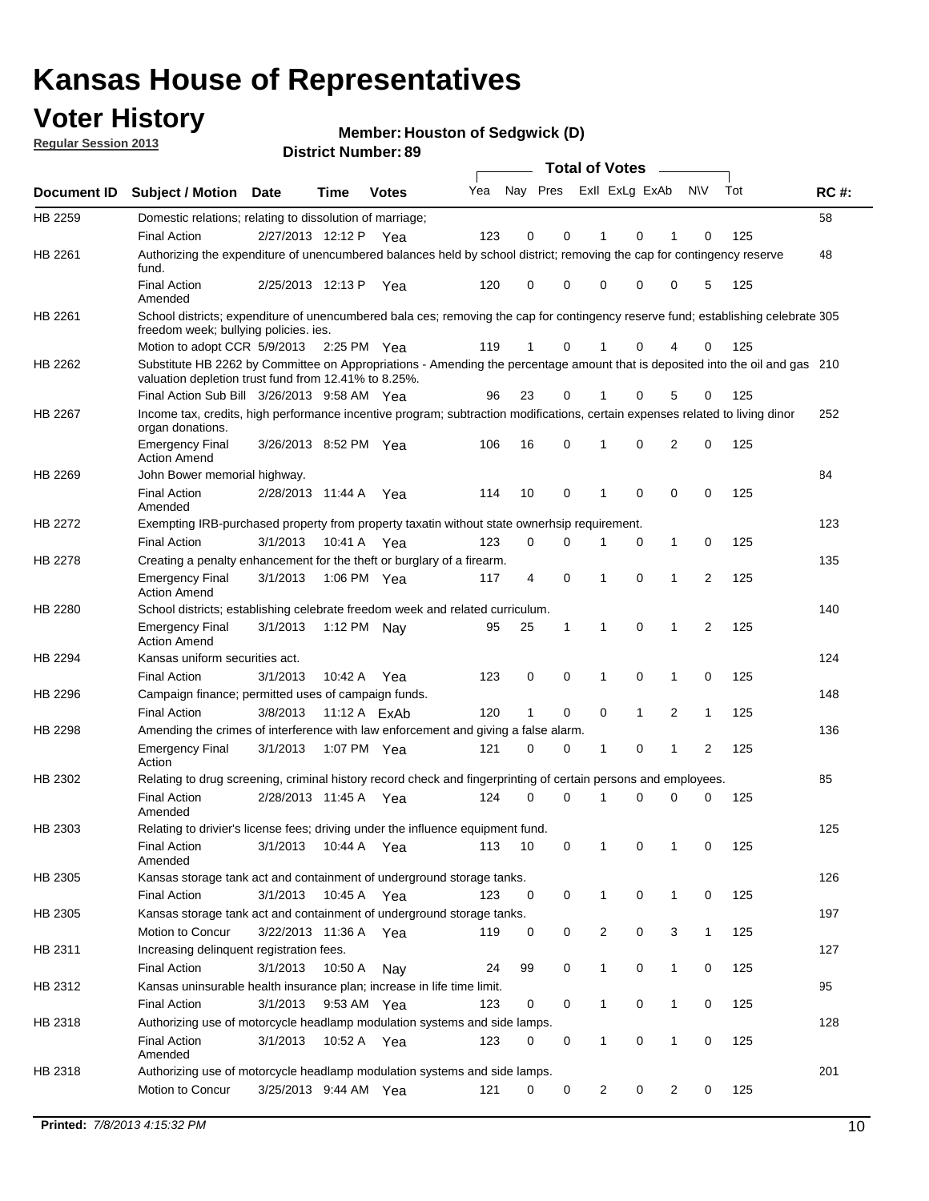# Kansas House of Representatives

## Voter History

**Regular Session 2013**

**Member: Houston of Sedgwick (D)**

**District Number: 89**

| Document ID | Subject / Motion | Date | Time | Votes | Yea | Nay | Pres | ExII | ExLg | ExAb | N\V | Tot | RC #: |
|---|---|---|---|---|---|---|---|---|---|---|---|---|---|
| HB 2259 | Domestic relations; relating to dissolution of marriage; | | | | | | | | | | | | 58 |
| | Final Action | 2/27/2013 | 12:12 P | Yea | 123 | 0 | 0 | 1 | 0 | 1 | 0 | 125 | |
| HB 2261 | Authorizing the expenditure of unencumbered balances held by school district; removing the cap for contingency reserve fund. | | | | | | | | | | | | 48 |
| | Final Action Amended | 2/25/2013 | 12:13 P | Yea | 120 | 0 | 0 | 0 | 0 | 0 | 5 | 125 | |
| HB 2261 | School districts; expenditure of unencumbered bala ces; removing the cap for contingency reserve fund; establishing celebrate freedom week; bullying policies. ies. | | | | | | | | | | | | 305 |
| | Motion to adopt CCR | 5/9/2013 | 2:25 PM | Yea | 119 | 1 | 0 | 1 | 0 | 4 | 0 | 125 | |
| HB 2262 | Substitute HB 2262 by Committee on Appropriations - Amending the percentage amount that is deposited into the oil and gas valuation depletion trust fund from 12.41% to 8.25%. | | | | | | | | | | | | 210 |
| | Final Action Sub Bill | 3/26/2013 | 9:58 AM | Yea | 96 | 23 | 0 | 1 | 0 | 5 | 0 | 125 | |
| HB 2267 | Income tax, credits, high performance incentive program; subtraction modifications, certain expenses related to living dinor organ donations. | | | | | | | | | | | | 252 |
| | Emergency Final Action Amend | 3/26/2013 | 8:52 PM | Yea | 106 | 16 | 0 | 1 | 0 | 2 | 0 | 125 | |
| HB 2269 | John Bower memorial highway. | | | | | | | | | | | | 84 |
| | Final Action Amended | 2/28/2013 | 11:44 A | Yea | 114 | 10 | 0 | 1 | 0 | 0 | 0 | 125 | |
| HB 2272 | Exempting IRB-purchased property from property taxatin without state ownerhsip requirement. | | | | | | | | | | | | 123 |
| | Final Action | 3/1/2013 | 10:41 A | Yea | 123 | 0 | 0 | 1 | 0 | 1 | 0 | 125 | |
| HB 2278 | Creating a penalty enhancement for the theft or burglary of a firearm. | | | | | | | | | | | | 135 |
| | Emergency Final Action Amend | 3/1/2013 | 1:06 PM | Yea | 117 | 4 | 0 | 1 | 0 | 1 | 2 | 125 | |
| HB 2280 | School districts; establishing celebrate freedom week and related curriculum. | | | | | | | | | | | | 140 |
| | Emergency Final Action Amend | 3/1/2013 | 1:12 PM | Nay | 95 | 25 | 1 | 1 | 0 | 1 | 2 | 125 | |
| HB 2294 | Kansas uniform securities act. | | | | | | | | | | | | 124 |
| | Final Action | 3/1/2013 | 10:42 A | Yea | 123 | 0 | 0 | 1 | 0 | 1 | 0 | 125 | |
| HB 2296 | Campaign finance; permitted uses of campaign funds. | | | | | | | | | | | | 148 |
| | Final Action | 3/8/2013 | 11:12 A | ExAb | 120 | 1 | 0 | 0 | 1 | 2 | 1 | 125 | |
| HB 2298 | Amending the crimes of interference with law enforcement and giving a false alarm. | | | | | | | | | | | | 136 |
| | Emergency Final Action | 3/1/2013 | 1:07 PM | Yea | 121 | 0 | 0 | 1 | 0 | 1 | 2 | 125 | |
| HB 2302 | Relating to drug screening, criminal history record check and fingerprinting of certain persons and employees. | | | | | | | | | | | | 85 |
| | Final Action Amended | 2/28/2013 | 11:45 A | Yea | 124 | 0 | 0 | 1 | 0 | 0 | 0 | 125 | |
| HB 2303 | Relating to drivier's license fees; driving under the influence equipment fund. | | | | | | | | | | | | 125 |
| | Final Action Amended | 3/1/2013 | 10:44 A | Yea | 113 | 10 | 0 | 1 | 0 | 1 | 0 | 125 | |
| HB 2305 | Kansas storage tank act and containment of underground storage tanks. | | | | | | | | | | | | 126 |
| | Final Action | 3/1/2013 | 10:45 A | Yea | 123 | 0 | 0 | 1 | 0 | 1 | 0 | 125 | |
| HB 2305 | Kansas storage tank act and containment of underground storage tanks. | | | | | | | | | | | | 197 |
| | Motion to Concur | 3/22/2013 | 11:36 A | Yea | 119 | 0 | 0 | 2 | 0 | 3 | 1 | 125 | |
| HB 2311 | Increasing delinquent registration fees. | | | | | | | | | | | | 127 |
| | Final Action | 3/1/2013 | 10:50 A | Nay | 24 | 99 | 0 | 1 | 0 | 1 | 0 | 125 | |
| HB 2312 | Kansas uninsurable health insurance plan; increase in life time limit. | | | | | | | | | | | | 95 |
| | Final Action | 3/1/2013 | 9:53 AM | Yea | 123 | 0 | 0 | 1 | 0 | 1 | 0 | 125 | |
| HB 2318 | Authorizing use of motorcycle headlamp modulation systems and side lamps. | | | | | | | | | | | | 128 |
| | Final Action Amended | 3/1/2013 | 10:52 A | Yea | 123 | 0 | 0 | 1 | 0 | 1 | 0 | 125 | |
| HB 2318 | Authorizing use of motorcycle headlamp modulation systems and side lamps. | | | | | | | | | | | | 201 |
| | Motion to Concur | 3/25/2013 | 9:44 AM | Yea | 121 | 0 | 0 | 2 | 0 | 2 | 0 | 125 | |

**Printed:** *7/8/2013 4:15:32 PM*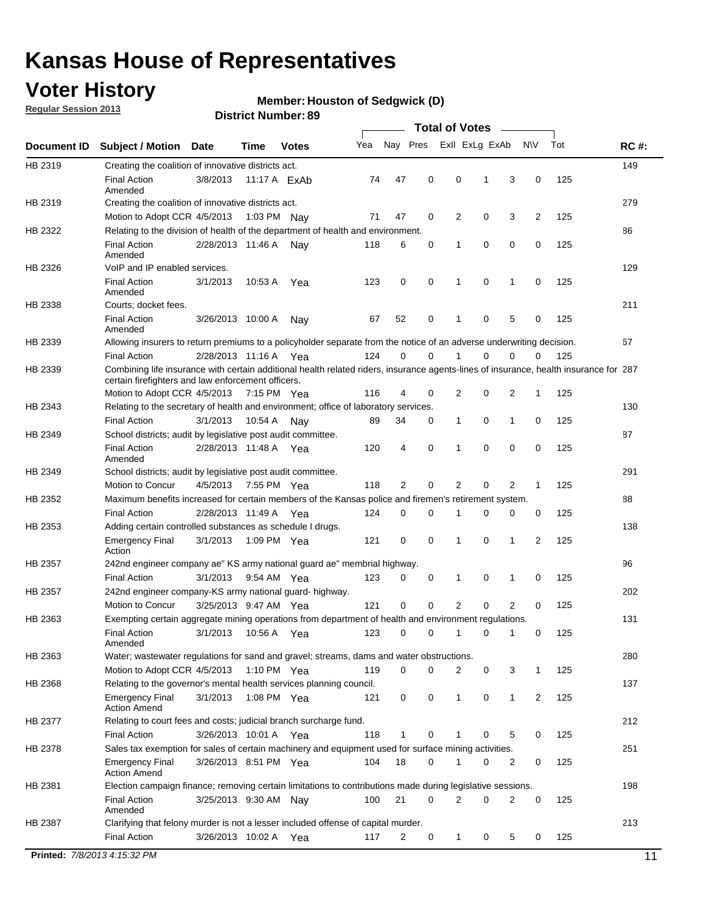# Kansas House of Representatives

## Voter History

**Regular Session 2013**

**Member: Houston of Sedgwick (D)**

**District Number: 89**

| Document ID | Subject / Motion | Date | Time | Votes | Yea | Nay | Pres | ExII | ExLg | ExAb | N\V | Tot | RC #: |
|---|---|---|---|---|---|---|---|---|---|---|---|---|---|
| HB 2319 | Creating the coalition of innovative districts act. | | | | | | | | | | | | 149 |
| | Final Action Amended | 3/8/2013 | 11:17 A | ExAb | 74 | 47 | 0 | 0 | 1 | 3 | 0 | 125 | |
| HB 2319 | Creating the coalition of innovative districts act. | | | | | | | | | | | | 279 |
| | Motion to Adopt CCR | 4/5/2013 | 1:03 PM | Nay | 71 | 47 | 0 | 2 | 0 | 3 | 2 | 125 | |
| HB 2322 | Relating to the division of health of the department of health and environment. | | | | | | | | | | | | 86 |
| | Final Action Amended | 2/28/2013 | 11:46 A | Nay | 118 | 6 | 0 | 1 | 0 | 0 | 0 | 125 | |
| HB 2326 | VoIP and IP enabled services. | | | | | | | | | | | | 129 |
| | Final Action Amended | 3/1/2013 | 10:53 A | Yea | 123 | 0 | 0 | 1 | 0 | 1 | 0 | 125 | |
| HB 2338 | Courts; docket fees. | | | | | | | | | | | | 211 |
| | Final Action Amended | 3/26/2013 | 10:00 A | Nay | 67 | 52 | 0 | 1 | 0 | 5 | 0 | 125 | |
| HB 2339 | Allowing insurers to return premiums to a policyholder separate from the notice of an adverse underwriting decision. | | | | | | | | | | | | 67 |
| | Final Action | 2/28/2013 | 11:16 A | Yea | 124 | 0 | 0 | 1 | 0 | 0 | 0 | 125 | |
| HB 2339 | Combining life insurance with certain additional health related riders, insurance agents-lines of insurance, health insurance for certain firefighters and law enforcement officers. | | | | | | | | | | | | 287 |
| | Motion to Adopt CCR | 4/5/2013 | 7:15 PM | Yea | 116 | 4 | 0 | 2 | 0 | 2 | 1 | 125 | |
| HB 2343 | Relating to the secretary of health and environment; office of laboratory services. | | | | | | | | | | | | 130 |
| | Final Action | 3/1/2013 | 10:54 A | Nay | 89 | 34 | 0 | 1 | 0 | 1 | 0 | 125 | |
| HB 2349 | School districts; audit by legislative post audit committee. | | | | | | | | | | | | 87 |
| | Final Action Amended | 2/28/2013 | 11:48 A | Yea | 120 | 4 | 0 | 1 | 0 | 0 | 0 | 125 | |
| HB 2349 | School districts; audit by legislative post audit committee. | | | | | | | | | | | | 291 |
| | Motion to Concur | 4/5/2013 | 7:55 PM | Yea | 118 | 2 | 0 | 2 | 0 | 2 | 1 | 125 | |
| HB 2352 | Maximum benefits increased for certain members of the Kansas police and firemen's retirement system. | | | | | | | | | | | | 88 |
| | Final Action | 2/28/2013 | 11:49 A | Yea | 124 | 0 | 0 | 1 | 0 | 0 | 0 | 125 | |
| HB 2353 | Adding certain controlled substances as schedule I drugs. | | | | | | | | | | | | 138 |
| | Emergency Final Action | 3/1/2013 | 1:09 PM | Yea | 121 | 0 | 0 | 1 | 0 | 1 | 2 | 125 | |
| HB 2357 | 242nd engineer company ae" KS army national guard ae" membrial highway. | | | | | | | | | | | | 96 |
| | Final Action | 3/1/2013 | 9:54 AM | Yea | 123 | 0 | 0 | 1 | 0 | 1 | 0 | 125 | |
| HB 2357 | 242nd engineer company-KS army national guard- highway. | | | | | | | | | | | | 202 |
| | Motion to Concur | 3/25/2013 | 9:47 AM | Yea | 121 | 0 | 0 | 2 | 0 | 2 | 0 | 125 | |
| HB 2363 | Exempting certain aggregate mining operations from department of health and environment regulations. | | | | | | | | | | | | 131 |
| | Final Action Amended | 3/1/2013 | 10:56 A | Yea | 123 | 0 | 0 | 1 | 0 | 1 | 0 | 125 | |
| HB 2363 | Water; wastewater regulations for sand and gravel; streams, dams and water obstructions. | | | | | | | | | | | | 280 |
| | Motion to Adopt CCR | 4/5/2013 | 1:10 PM | Yea | 119 | 0 | 0 | 2 | 0 | 3 | 1 | 125 | |
| HB 2368 | Relating to the governor's mental health services planning council. | | | | | | | | | | | | 137 |
| | Emergency Final Action Amend | 3/1/2013 | 1:08 PM | Yea | 121 | 0 | 0 | 1 | 0 | 1 | 2 | 125 | |
| HB 2377 | Relating to court fees and costs; judicial branch surcharge fund. | | | | | | | | | | | | 212 |
| | Final Action | 3/26/2013 | 10:01 A | Yea | 118 | 1 | 0 | 1 | 0 | 5 | 0 | 125 | |
| HB 2378 | Sales tax exemption for sales of certain machinery and equipment used for surface mining activities. | | | | | | | | | | | | 251 |
| | Emergency Final Action Amend | 3/26/2013 | 8:51 PM | Yea | 104 | 18 | 0 | 1 | 0 | 2 | 0 | 125 | |
| HB 2381 | Election campaign finance; removing certain limitations to contributions made during legislative sessions. | | | | | | | | | | | | 198 |
| | Final Action Amended | 3/25/2013 | 9:30 AM | Nay | 100 | 21 | 0 | 2 | 0 | 2 | 0 | 125 | |
| HB 2387 | Clarifying that felony murder is not a lesser included offense of capital murder. | | | | | | | | | | | | 213 |
| | Final Action | 3/26/2013 | 10:02 A | Yea | 117 | 2 | 0 | 1 | 0 | 5 | 0 | 125 | |

**Printed:** *7/8/2013 4:15:32 PM*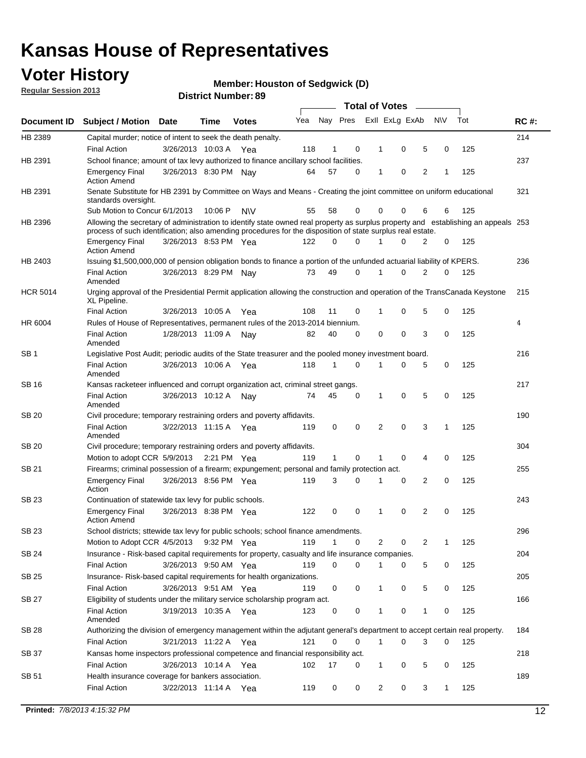# Kansas House of Representatives

## Voter History

**Regular Session 2013**

**Member: Houston of Sedgwick (D)**

**District Number: 89**

| Document ID | Subject / Motion | Date | Time | Votes | Yea | Nay | Pres | ExII | ExLg | ExAb | N\V | Tot | RC #: |
|---|---|---|---|---|---|---|---|---|---|---|---|---|---|
| HB 2389 | Capital murder; notice of intent to seek the death penalty. | | | | | | | | | | | | 214 |
| | Final Action | 3/26/2013 | 10:03 A | Yea | 118 | 1 | 0 | 1 | 0 | 5 | 0 | 125 | |
| HB 2391 | School finance; amount of tax levy authorized to finance ancillary school facilities. | | | | | | | | | | | | 237 |
| | Emergency Final Action Amend | 3/26/2013 | 8:30 PM | Nay | 64 | 57 | 0 | 1 | 0 | 2 | 1 | 125 | |
| HB 2391 | Senate Substitute for HB 2391 by Committee on Ways and Means - Creating the joint committee on uniform educational standards oversight. | | | | | | | | | | | | 321 |
| | Sub Motion to Concur | 6/1/2013 | 10:06 P | N\V | 55 | 58 | 0 | 0 | 0 | 6 | 6 | 125 | |
| HB 2396 | Allowing the secretary of administration to identify state owned real property as surplus property and establishing an appeals process of such identification; also amending procedures for the disposition of state surplus real estate. | | | | | | | | | | | | 253 |
| | Emergency Final Action Amend | 3/26/2013 | 8:53 PM | Yea | 122 | 0 | 0 | 1 | 0 | 2 | 0 | 125 | |
| HB 2403 | Issuing $1,500,000,000 of pension obligation bonds to finance a portion of the unfunded actuarial liability of KPERS. | | | | | | | | | | | | 236 |
| | Final Action Amended | 3/26/2013 | 8:29 PM | Nay | 73 | 49 | 0 | 1 | 0 | 2 | 0 | 125 | |
| HCR 5014 | Urging approval of the Presidential Permit application allowing the construction and operation of the TransCanada Keystone XL Pipeline. | | | | | | | | | | | | 215 |
| | Final Action | 3/26/2013 | 10:05 A | Yea | 108 | 11 | 0 | 1 | 0 | 5 | 0 | 125 | |
| HR 6004 | Rules of House of Representatives, permanent rules of the 2013-2014 biennium. | | | | | | | | | | | | 4 |
| | Final Action Amended | 1/28/2013 | 11:09 A | Nay | 82 | 40 | 0 | 0 | 0 | 3 | 0 | 125 | |
| SB 1 | Legislative Post Audit; periodic audits of the State treasurer and the pooled money investment board. | | | | | | | | | | | | 216 |
| | Final Action Amended | 3/26/2013 | 10:06 A | Yea | 118 | 1 | 0 | 1 | 0 | 5 | 0 | 125 | |
| SB 16 | Kansas racketeer influenced and corrupt organization act, criminal street gangs. | | | | | | | | | | | | 217 |
| | Final Action Amended | 3/26/2013 | 10:12 A | Nay | 74 | 45 | 0 | 1 | 0 | 5 | 0 | 125 | |
| SB 20 | Civil procedure; temporary restraining orders and poverty affidavits. | | | | | | | | | | | | 190 |
| | Final Action Amended | 3/22/2013 | 11:15 A | Yea | 119 | 0 | 0 | 2 | 0 | 3 | 1 | 125 | |
| SB 20 | Civil procedure; temporary restraining orders and poverty affidavits. | | | | | | | | | | | | 304 |
| | Motion to adopt CCR | 5/9/2013 | 2:21 PM | Yea | 119 | 1 | 0 | 1 | 0 | 4 | 0 | 125 | |
| SB 21 | Firearms; criminal possession of a firearm; expungement; personal and family protection act. | | | | | | | | | | | | 255 |
| | Emergency Final Action | 3/26/2013 | 8:56 PM | Yea | 119 | 3 | 0 | 1 | 0 | 2 | 0 | 125 | |
| SB 23 | Continuation of statewide tax levy for public schools. | | | | | | | | | | | | 243 |
| | Emergency Final Action Amend | 3/26/2013 | 8:38 PM | Yea | 122 | 0 | 0 | 1 | 0 | 2 | 0 | 125 | |
| SB 23 | School districts; sttewide tax levy for public schools; school finance amendments. | | | | | | | | | | | | 296 |
| | Motion to Adopt CCR | 4/5/2013 | 9:32 PM | Yea | 119 | 1 | 0 | 2 | 0 | 2 | 1 | 125 | |
| SB 24 | Insurance - Risk-based capital requirements for property, casualty and life insurance companies. | | | | | | | | | | | | 204 |
| | Final Action | 3/26/2013 | 9:50 AM | Yea | 119 | 0 | 0 | 1 | 0 | 5 | 0 | 125 | |
| SB 25 | Insurance- Risk-based capital requirements for health organizations. | | | | | | | | | | | | 205 |
| | Final Action | 3/26/2013 | 9:51 AM | Yea | 119 | 0 | 0 | 1 | 0 | 5 | 0 | 125 | |
| SB 27 | Eligibility of students under the military service scholarship program act. | | | | | | | | | | | | 166 |
| | Final Action Amended | 3/19/2013 | 10:35 A | Yea | 123 | 0 | 0 | 1 | 0 | 1 | 0 | 125 | |
| SB 28 | Authorizing the division of emergency management within the adjutant general's department to accept certain real property. | | | | | | | | | | | | 184 |
| | Final Action | 3/21/2013 | 11:22 A | Yea | 121 | 0 | 0 | 1 | 0 | 3 | 0 | 125 | |
| SB 37 | Kansas home inspectors professional competence and financial responsibility act. | | | | | | | | | | | | 218 |
| | Final Action | 3/26/2013 | 10:14 A | Yea | 102 | 17 | 0 | 1 | 0 | 5 | 0 | 125 | |
| SB 51 | Health insurance coverage for bankers association. | | | | | | | | | | | | 189 |
| | Final Action | 3/22/2013 | 11:14 A | Yea | 119 | 0 | 0 | 2 | 0 | 3 | 1 | 125 | |

**Printed:** *7/8/2013 4:15:32 PM*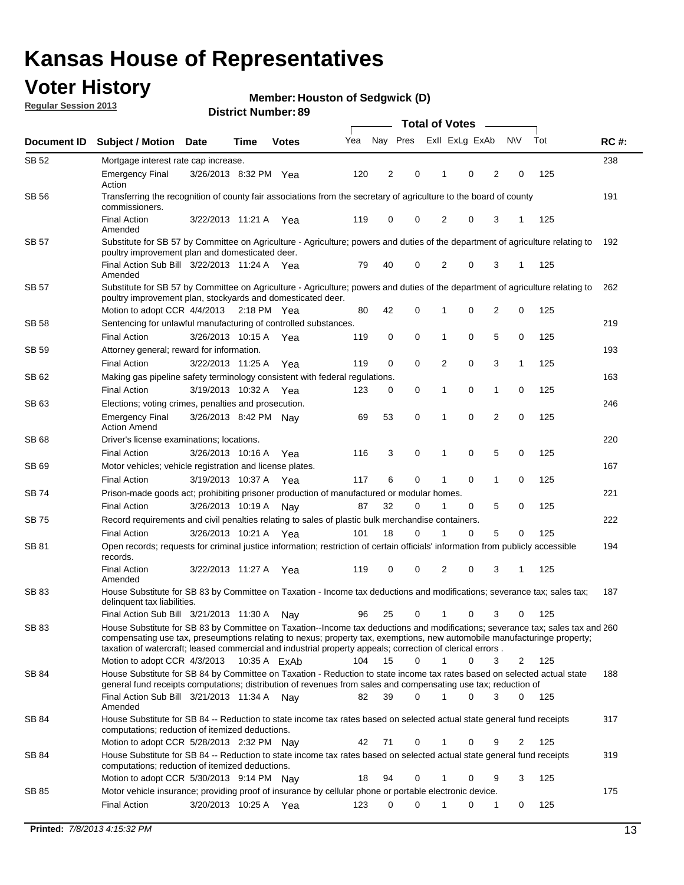# Kansas House of Representatives

## Voter History

**Regular Session 2013**

**Member: Houston of Sedgwick (D)**

**District Number: 89**

| Document ID | Subject / Motion | Date | Time | Votes | Yea | Nay | Pres | ExII | ExLg | ExAb | N\V | Tot | RC #: |
|---|---|---|---|---|---|---|---|---|---|---|---|---|---|
| SB 52 | Mortgage interest rate cap increase. | | | | | | | | | | | | 238 |
| | Emergency Final Action | 3/26/2013 | 8:32 PM | Yea | 120 | 2 | 0 | 1 | 0 | 2 | 0 | 125 | |
| SB 56 | Transferring the recognition of county fair associations from the secretary of agriculture to the board of county commissioners. | | | | | | | | | | | | 191 |
| | Final Action Amended | 3/22/2013 | 11:21 A | Yea | 119 | 0 | 0 | 2 | 0 | 3 | 1 | 125 | |
| SB 57 | Substitute for SB 57 by Committee on Agriculture - Agriculture; powers and duties of the department of agriculture relating to poultry improvement plan and domesticated deer. | | | | | | | | | | | | 192 |
| | Final Action Sub Bill Amended | 3/22/2013 | 11:24 A | Yea | 79 | 40 | 0 | 2 | 0 | 3 | 1 | 125 | |
| SB 57 | Substitute for SB 57 by Committee on Agriculture - Agriculture; powers and duties of the department of agriculture relating to poultry improvement plan, stockyards and domesticated deer. | | | | | | | | | | | | 262 |
| | Motion to adopt CCR | 4/4/2013 | 2:18 PM | Yea | 80 | 42 | 0 | 1 | 0 | 2 | 0 | 125 | |
| SB 58 | Sentencing for unlawful manufacturing of controlled substances. | | | | | | | | | | | | 219 |
| | Final Action | 3/26/2013 | 10:15 A | Yea | 119 | 0 | 0 | 1 | 0 | 5 | 0 | 125 | |
| SB 59 | Attorney general; reward for information. | | | | | | | | | | | | 193 |
| | Final Action | 3/22/2013 | 11:25 A | Yea | 119 | 0 | 0 | 2 | 0 | 3 | 1 | 125 | |
| SB 62 | Making gas pipeline safety terminology consistent with federal regulations. | | | | | | | | | | | | 163 |
| | Final Action | 3/19/2013 | 10:32 A | Yea | 123 | 0 | 0 | 1 | 0 | 1 | 0 | 125 | |
| SB 63 | Elections; voting crimes, penalties and prosecution. | | | | | | | | | | | | 246 |
| | Emergency Final Action Amend | 3/26/2013 | 8:42 PM | Nay | 69 | 53 | 0 | 1 | 0 | 2 | 0 | 125 | |
| SB 68 | Driver's license examinations; locations. | | | | | | | | | | | | 220 |
| | Final Action | 3/26/2013 | 10:16 A | Yea | 116 | 3 | 0 | 1 | 0 | 5 | 0 | 125 | |
| SB 69 | Motor vehicles; vehicle registration and license plates. | | | | | | | | | | | | 167 |
| | Final Action | 3/19/2013 | 10:37 A | Yea | 117 | 6 | 0 | 1 | 0 | 1 | 0 | 125 | |
| SB 74 | Prison-made goods act; prohibiting prisoner production of manufactured or modular homes. | | | | | | | | | | | | 221 |
| | Final Action | 3/26/2013 | 10:19 A | Nay | 87 | 32 | 0 | 1 | 0 | 5 | 0 | 125 | |
| SB 75 | Record requirements and civil penalties relating to sales of plastic bulk merchandise containers. | | | | | | | | | | | | 222 |
| | Final Action | 3/26/2013 | 10:21 A | Yea | 101 | 18 | 0 | 1 | 0 | 5 | 0 | 125 | |
| SB 81 | Open records; requests for criminal justice information; restriction of certain officials' information from publicly accessible records. | | | | | | | | | | | | 194 |
| | Final Action Amended | 3/22/2013 | 11:27 A | Yea | 119 | 0 | 0 | 2 | 0 | 3 | 1 | 125 | |
| SB 83 | House Substitute for SB 83 by Committee on Taxation - Income tax deductions and modifications; severance tax; sales tax; delinquent tax liabilities. | | | | | | | | | | | | 187 |
| | Final Action Sub Bill | 3/21/2013 | 11:30 A | Nay | 96 | 25 | 0 | 1 | 0 | 3 | 0 | 125 | |
| SB 83 | House Substitute for SB 83 by Committee on Taxation--Income tax deductions and modifications; severance tax; sales tax and compensating use tax, preseumptions relating to nexus; property tax, exemptions, new automobile manufacturinge property; taxation of watercraft; leased commercial and industrial property appeals; correction of clerical errors . | | | | | | | | | | | | 260 |
| | Motion to adopt CCR | 4/3/2013 | 10:35 A | ExAb | 104 | 15 | 0 | 1 | 0 | 3 | 2 | 125 | |
| SB 84 | House Substitute for SB 84 by Committee on Taxation - Reduction to state income tax rates based on selected actual state general fund receipts computations; distribution of revenues from sales and compensating use tax; reduction of | | | | | | | | | | | | 188 |
| | Final Action Sub Bill Amended | 3/21/2013 | 11:34 A | Nay | 82 | 39 | 0 | 1 | 0 | 3 | 0 | 125 | |
| SB 84 | House Substitute for SB 84 -- Reduction to state income tax rates based on selected actual state general fund receipts computations; reduction of itemized deductions. | | | | | | | | | | | | 317 |
| | Motion to adopt CCR | 5/28/2013 | 2:32 PM | Nay | 42 | 71 | 0 | 1 | 0 | 9 | 2 | 125 | |
| SB 84 | House Substitute for SB 84 -- Reduction to state income tax rates based on selected actual state general fund receipts computations; reduction of itemized deductions. | | | | | | | | | | | | 319 |
| | Motion to adopt CCR | 5/30/2013 | 9:14 PM | Nay | 18 | 94 | 0 | 1 | 0 | 9 | 3 | 125 | |
| SB 85 | Motor vehicle insurance; providing proof of insurance by cellular phone or portable electronic device. | | | | | | | | | | | | 175 |
| | Final Action | 3/20/2013 | 10:25 A | Yea | 123 | 0 | 0 | 1 | 0 | 1 | 0 | 125 | |

**Printed:** 7/8/2013 4:15:32 PM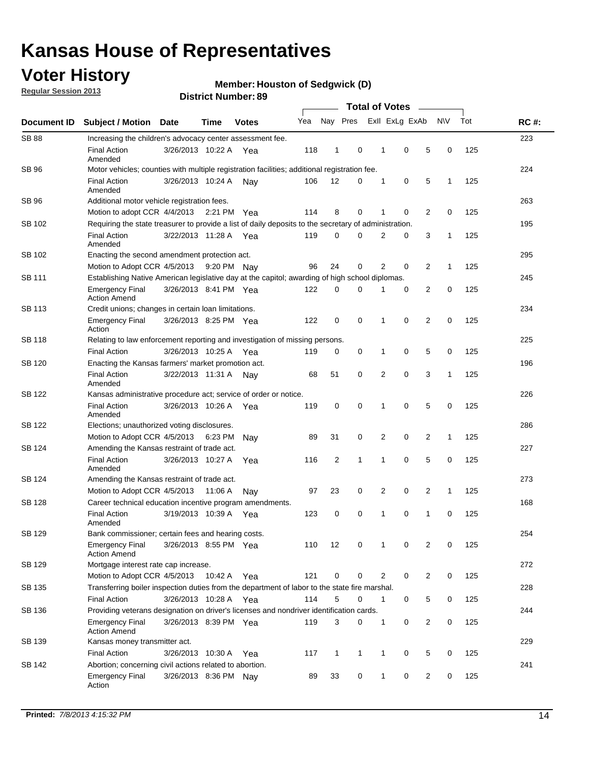# Kansas House of Representatives

## Voter History

**Regular Session 2013**

**Member: Houston of Sedgwick (D)**

**District Number: 89**

| Document ID | Subject / Motion | Date | Time | Votes | Yea | Nay | Pres | ExII | ExLg | ExAb | N\V | Tot | RC #: |
|---|---|---|---|---|---|---|---|---|---|---|---|---|---|
| SB 88 | Increasing the children's advocacy center assessment fee. | | | | | | | | | | | | 223 |
| | Final Action Amended | 3/26/2013 | 10:22 A | Yea | 118 | 1 | 0 | 1 | 0 | 5 | 0 | 125 | |
| SB 96 | Motor vehicles; counties with multiple registration facilities; additional registration fee. | | | | | | | | | | | | 224 |
| | Final Action Amended | 3/26/2013 | 10:24 A | Nay | 106 | 12 | 0 | 1 | 0 | 5 | 1 | 125 | |
| SB 96 | Additional motor vehicle registration fees. | | | | | | | | | | | | 263 |
| | Motion to adopt CCR | 4/4/2013 | 2:21 PM | Yea | 114 | 8 | 0 | 1 | 0 | 2 | 0 | 125 | |
| SB 102 | Requiring the state treasurer to provide a list of daily deposits to the secretary of administration. | | | | | | | | | | | | 195 |
| | Final Action Amended | 3/22/2013 | 11:28 A | Yea | 119 | 0 | 0 | 2 | 0 | 3 | 1 | 125 | |
| SB 102 | Enacting the second amendment protection act. | | | | | | | | | | | | 295 |
| | Motion to Adopt CCR | 4/5/2013 | 9:20 PM | Nay | 96 | 24 | 0 | 2 | 0 | 2 | 1 | 125 | |
| SB 111 | Establishing Native American legislative day at the capitol; awarding of high school diplomas. | | | | | | | | | | | | 245 |
| | Emergency Final Action Amend | 3/26/2013 | 8:41 PM | Yea | 122 | 0 | 0 | 1 | 0 | 2 | 0 | 125 | |
| SB 113 | Credit unions; changes in certain loan limitations. | | | | | | | | | | | | 234 |
| | Emergency Final Action | 3/26/2013 | 8:25 PM | Yea | 122 | 0 | 0 | 1 | 0 | 2 | 0 | 125 | |
| SB 118 | Relating to law enforcement reporting and investigation of missing persons. | | | | | | | | | | | | 225 |
| | Final Action | 3/26/2013 | 10:25 A | Yea | 119 | 0 | 0 | 1 | 0 | 5 | 0 | 125 | |
| SB 120 | Enacting the Kansas farmers' market promotion act. | | | | | | | | | | | | 196 |
| | Final Action Amended | 3/22/2013 | 11:31 A | Nay | 68 | 51 | 0 | 2 | 0 | 3 | 1 | 125 | |
| SB 122 | Kansas administrative procedure act; service of order or notice. | | | | | | | | | | | | 226 |
| | Final Action Amended | 3/26/2013 | 10:26 A | Yea | 119 | 0 | 0 | 1 | 0 | 5 | 0 | 125 | |
| SB 122 | Elections; unauthorized voting disclosures. | | | | | | | | | | | | 286 |
| | Motion to Adopt CCR | 4/5/2013 | 6:23 PM | Nay | 89 | 31 | 0 | 2 | 0 | 2 | 1 | 125 | |
| SB 124 | Amending the Kansas restraint of trade act. | | | | | | | | | | | | 227 |
| | Final Action Amended | 3/26/2013 | 10:27 A | Yea | 116 | 2 | 1 | 1 | 0 | 5 | 0 | 125 | |
| SB 124 | Amending the Kansas restraint of trade act. | | | | | | | | | | | | 273 |
| | Motion to Adopt CCR | 4/5/2013 | 11:06 A | Nay | 97 | 23 | 0 | 2 | 0 | 2 | 1 | 125 | |
| SB 128 | Career technical education incentive program amendments. | | | | | | | | | | | | 168 |
| | Final Action Amended | 3/19/2013 | 10:39 A | Yea | 123 | 0 | 0 | 1 | 0 | 1 | 0 | 125 | |
| SB 129 | Bank commissioner; certain fees and hearing costs. | | | | | | | | | | | | 254 |
| | Emergency Final Action Amend | 3/26/2013 | 8:55 PM | Yea | 110 | 12 | 0 | 1 | 0 | 2 | 0 | 125 | |
| SB 129 | Mortgage interest rate cap increase. | | | | | | | | | | | | 272 |
| | Motion to Adopt CCR | 4/5/2013 | 10:42 A | Yea | 121 | 0 | 0 | 2 | 0 | 2 | 0 | 125 | |
| SB 135 | Transferring boiler inspection duties from the department of labor to the state fire marshal. | | | | | | | | | | | | 228 |
| | Final Action | 3/26/2013 | 10:28 A | Yea | 114 | 5 | 0 | 1 | 0 | 5 | 0 | 125 | |
| SB 136 | Providing veterans designation on driver's licenses and nondriver identification cards. | | | | | | | | | | | | 244 |
| | Emergency Final Action Amend | 3/26/2013 | 8:39 PM | Yea | 119 | 3 | 0 | 1 | 0 | 2 | 0 | 125 | |
| SB 139 | Kansas money transmitter act. | | | | | | | | | | | | 229 |
| | Final Action | 3/26/2013 | 10:30 A | Yea | 117 | 1 | 1 | 1 | 0 | 5 | 0 | 125 | |
| SB 142 | Abortion; concerning civil actions related to abortion. | | | | | | | | | | | | 241 |
| | Emergency Final Action | 3/26/2013 | 8:36 PM | Nay | 89 | 33 | 0 | 1 | 0 | 2 | 0 | 125 | |

**Printed:** *7/8/2013 4:15:32 PM*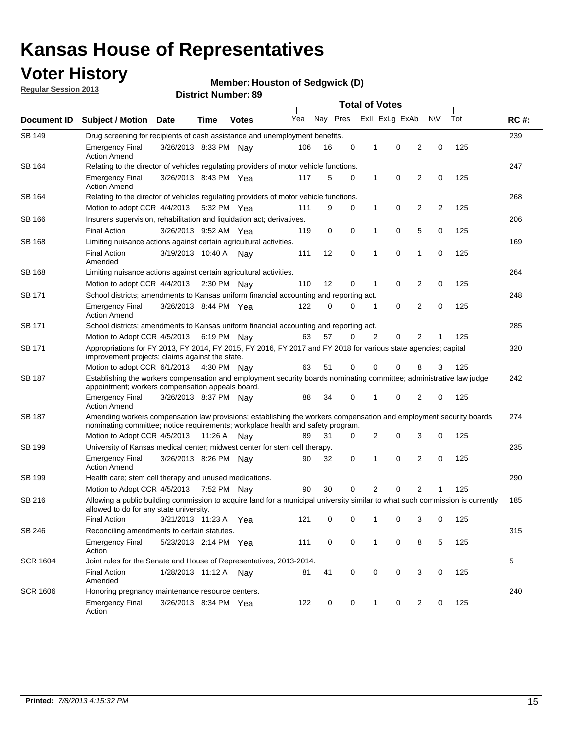# Kansas House of Representatives

## Voter History

**Regular Session 2013**

**Member: Houston of Sedgwick (D)**

**District Number: 89**

| Document ID | Subject / Motion | Date | Time | Votes | Yea | Nay | Pres | ExII | ExLg | ExAb | N\V | Tot | RC #: |
|---|---|---|---|---|---|---|---|---|---|---|---|---|---|
| SB 149 | Drug screening for recipients of cash assistance and unemployment benefits. | | | | | | | | | | | | 239 |
| | Emergency Final Action Amend | 3/26/2013 | 8:33 PM | Nay | 106 | 16 | 0 | 1 | 0 | 2 | 0 | 125 | |
| SB 164 | Relating to the director of vehicles regulating providers of motor vehicle functions. | | | | | | | | | | | | 247 |
| | Emergency Final Action Amend | 3/26/2013 | 8:43 PM | Yea | 117 | 5 | 0 | 1 | 0 | 2 | 0 | 125 | |
| SB 164 | Relating to the director of vehicles regulating providers of motor vehicle functions. | | | | | | | | | | | | 268 |
| | Motion to adopt CCR | 4/4/2013 | 5:32 PM | Yea | 111 | 9 | 0 | 1 | 0 | 2 | 2 | 125 | |
| SB 166 | Insurers supervision, rehabilitation and liquidation act; derivatives. | | | | | | | | | | | | 206 |
| | Final Action | 3/26/2013 | 9:52 AM | Yea | 119 | 0 | 0 | 1 | 0 | 5 | 0 | 125 | |
| SB 168 | Limiting nuisance actions against certain agricultural activities. | | | | | | | | | | | | 169 |
| | Final Action Amended | 3/19/2013 | 10:40 A | Nay | 111 | 12 | 0 | 1 | 0 | 1 | 0 | 125 | |
| SB 168 | Limiting nuisance actions against certain agricultural activities. | | | | | | | | | | | | 264 |
| | Motion to adopt CCR | 4/4/2013 | 2:30 PM | Nay | 110 | 12 | 0 | 1 | 0 | 2 | 0 | 125 | |
| SB 171 | School districts; amendments to Kansas uniform financial accounting and reporting act. | | | | | | | | | | | | 248 |
| | Emergency Final Action Amend | 3/26/2013 | 8:44 PM | Yea | 122 | 0 | 0 | 1 | 0 | 2 | 0 | 125 | |
| SB 171 | School districts; amendments to Kansas uniform financial accounting and reporting act. | | | | | | | | | | | | 285 |
| | Motion to Adopt CCR | 4/5/2013 | 6:19 PM | Nay | 63 | 57 | 0 | 2 | 0 | 2 | 1 | 125 | |
| SB 171 | Appropriations for FY 2013, FY 2014, FY 2015, FY 2016, FY 2017 and FY 2018 for various state agencies; capital improvement projects; claims against the state. | | | | | | | | | | | | 320 |
| | Motion to adopt CCR | 6/1/2013 | 4:30 PM | Nay | 63 | 51 | 0 | 0 | 0 | 8 | 3 | 125 | |
| SB 187 | Establishing the workers compensation and employment security boards nominating committee; administrative law judge appointment; workers compensation appeals board. | | | | | | | | | | | | 242 |
| | Emergency Final Action Amend | 3/26/2013 | 8:37 PM | Nay | 88 | 34 | 0 | 1 | 0 | 2 | 0 | 125 | |
| SB 187 | Amending workers compensation law provisions; establishing the workers compensation and employment security boards nominating committee; notice requirements; workplace health and safety program. | | | | | | | | | | | | 274 |
| | Motion to Adopt CCR | 4/5/2013 | 11:26 A | Nay | 89 | 31 | 0 | 2 | 0 | 3 | 0 | 125 | |
| SB 199 | University of Kansas medical center; midwest center for stem cell therapy. | | | | | | | | | | | | 235 |
| | Emergency Final Action Amend | 3/26/2013 | 8:26 PM | Nay | 90 | 32 | 0 | 1 | 0 | 2 | 0 | 125 | |
| SB 199 | Health care; stem cell therapy and unused medications. | | | | | | | | | | | | 290 |
| | Motion to Adopt CCR | 4/5/2013 | 7:52 PM | Nay | 90 | 30 | 0 | 2 | 0 | 2 | 1 | 125 | |
| SB 216 | Allowing a public building commission to acquire land for a municipal university similar to what such commission is currently allowed to do for any state university. | | | | | | | | | | | | 185 |
| | Final Action | 3/21/2013 | 11:23 A | Yea | 121 | 0 | 0 | 1 | 0 | 3 | 0 | 125 | |
| SB 246 | Reconciling amendments to certain statutes. | | | | | | | | | | | | 315 |
| | Emergency Final Action | 5/23/2013 | 2:14 PM | Yea | 111 | 0 | 0 | 1 | 0 | 8 | 5 | 125 | |
| SCR 1604 | Joint rules for the Senate and House of Representatives, 2013-2014. | | | | | | | | | | | | 5 |
| | Final Action Amended | 1/28/2013 | 11:12 A | Nay | 81 | 41 | 0 | 0 | 0 | 3 | 0 | 125 | |
| SCR 1606 | Honoring pregnancy maintenance resource centers. | | | | | | | | | | | | 240 |
| | Emergency Final Action | 3/26/2013 | 8:34 PM | Yea | 122 | 0 | 0 | 1 | 0 | 2 | 0 | 125 | |

**Printed:** *7/8/2013 4:15:32 PM*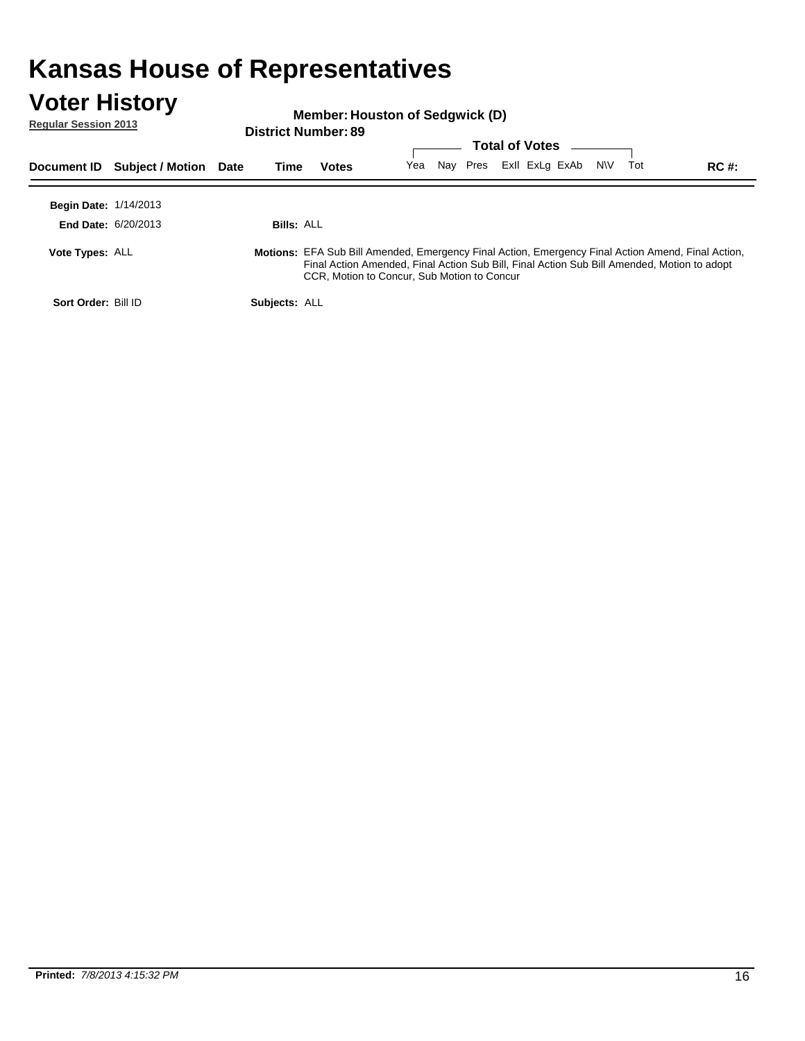# Kansas House of Representatives

## Voter History

**Regular Session 2013**

**Member: Houston of Sedgwick (D)**

**District Number: 89**

| Document ID | Subject / Motion | Date | Time | Votes | Total of Votes: Yea | Nay | Pres | ExII | ExLg | ExAb | N\V | Tot | RC #: |
|---|---|---|---|---|---|---|---|---|---|---|---|---|---|

**Begin Date:** 1/14/2013

**End Date:** 6/20/2013

**Bills:** ALL

**Vote Types:** ALL

**Motions:** EFA Sub Bill Amended, Emergency Final Action, Emergency Final Action Amend, Final Action, Final Action Amended, Final Action Sub Bill, Final Action Sub Bill Amended, Motion to adopt CCR, Motion to Concur, Sub Motion to Concur

**Sort Order:** Bill ID

**Subjects:** ALL

**Printed:** *7/8/2013 4:15:32 PM*